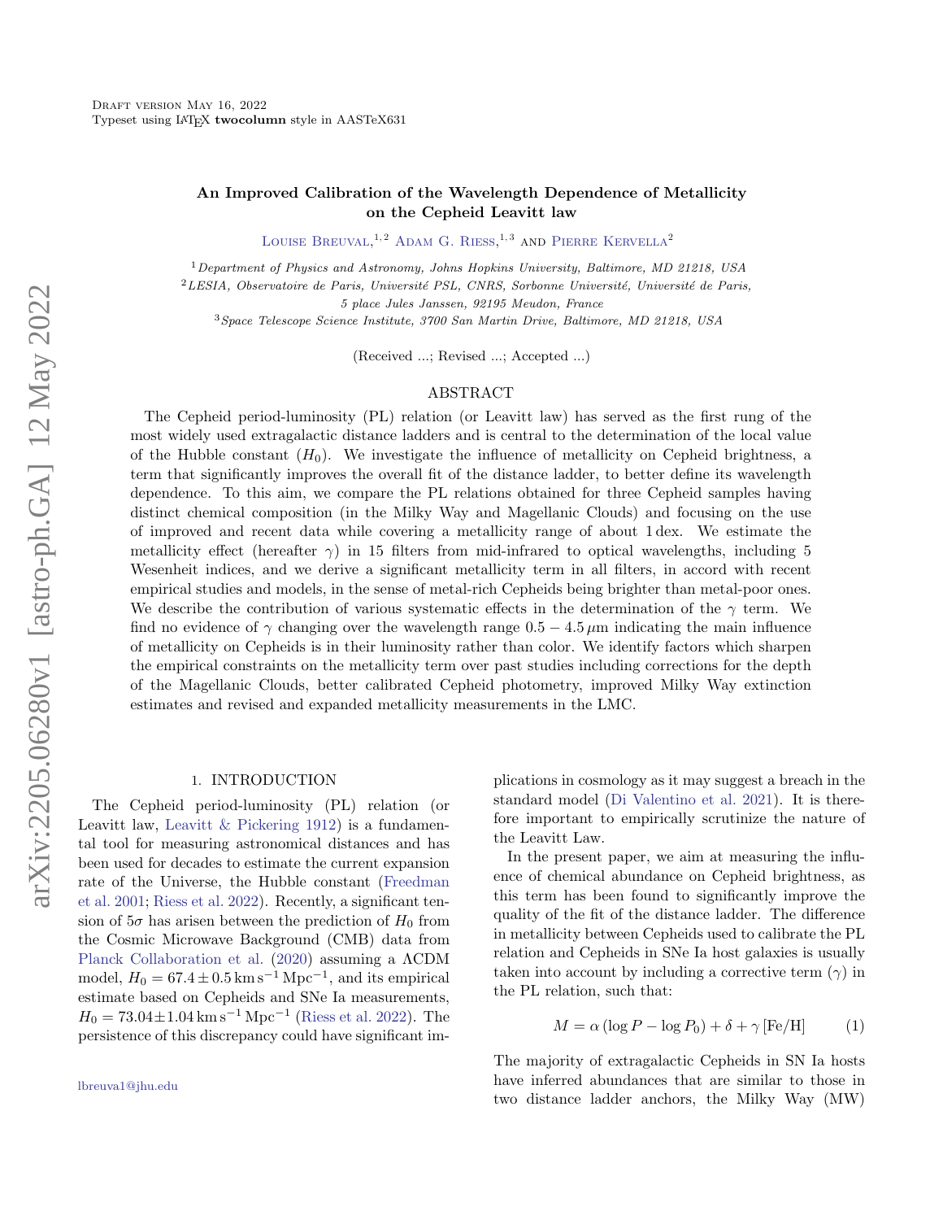# An Improved Calibration of the Wavelength Dependence of Metallicity on the Cepheid Leavitt law

Louise Breuval,[1,2] Adam G. Riess,[1,3] and Pierre Kervella[2]

[1] *Department of Physics and Astronomy, Johns Hopkins University, Baltimore, MD 21218, USA*

[2] *LESIA, Observatoire de Paris, Université PSL, CNRS, Sorbonne Université, Université de Paris, 5 place Jules Janssen, 92195 Meudon, France*

[3] *Space Telescope Science Institute, 3700 San Martin Drive, Baltimore, MD 21218, USA*

(Received ...; Revised ...; Accepted ...)

## ABSTRACT

The Cepheid period-luminosity (PL) relation (or Leavitt law) has served as the first rung of the most widely used extragalactic distance ladders and is central to the determination of the local value of the Hubble constant ($H_0$). We investigate the influence of metallicity on Cepheid brightness, a term that significantly improves the overall fit of the distance ladder, to better define its wavelength dependence. To this aim, we compare the PL relations obtained for three Cepheid samples having distinct chemical composition (in the Milky Way and Magellanic Clouds) and focusing on the use of improved and recent data while covering a metallicity range of about 1 dex. We estimate the metallicity effect (hereafter $\gamma$) in 15 filters from mid-infrared to optical wavelengths, including 5 Wesenheit indices, and we derive a significant metallicity term in all filters, in accord with recent empirical studies and models, in the sense of metal-rich Cepheids being brighter than metal-poor ones. We describe the contribution of various systematic effects in the determination of the $\gamma$ term. We find no evidence of $\gamma$ changing over the wavelength range $0.5 - 4.5\,\mu$m indicating the main influence of metallicity on Cepheids is in their luminosity rather than color. We identify factors which sharpen the empirical constraints on the metallicity term over past studies including corrections for the depth of the Magellanic Clouds, better calibrated Cepheid photometry, improved Milky Way extinction estimates and revised and expanded metallicity measurements in the LMC.

## 1. INTRODUCTION

The Cepheid period-luminosity (PL) relation (or Leavitt law, Leavitt & Pickering 1912) is a fundamental tool for measuring astronomical distances and has been used for decades to estimate the current expansion rate of the Universe, the Hubble constant (Freedman et al. 2001; Riess et al. 2022). Recently, a significant tension of $5\sigma$ has arisen between the prediction of $H_0$ from the Cosmic Microwave Background (CMB) data from Planck Collaboration et al. (2020) assuming a ΛCDM model, $H_0 = 67.4 \pm 0.5\,\mathrm{km\,s^{-1}\,Mpc^{-1}}$, and its empirical estimate based on Cepheids and SNe Ia measurements, $H_0 = 73.04 \pm 1.04\,\mathrm{km\,s^{-1}\,Mpc^{-1}}$ (Riess et al. 2022). The persistence of this discrepancy could have significant implications in cosmology as it may suggest a breach in the standard model (Di Valentino et al. 2021). It is therefore important to empirically scrutinize the nature of the Leavitt Law.

In the present paper, we aim at measuring the influence of chemical abundance on Cepheid brightness, as this term has been found to significantly improve the quality of the fit of the distance ladder. The difference in metallicity between Cepheids used to calibrate the PL relation and Cepheids in SNe Ia host galaxies is usually taken into account by including a corrective term ($\gamma$) in the PL relation, such that:

$$M = \alpha\,(\log P - \log P_0) + \delta + \gamma\,[\mathrm{Fe/H}] \qquad (1)$$

The majority of extragalactic Cepheids in SN Ia hosts have inferred abundances that are similar to those in two distance ladder anchors, the Milky Way (MW)

lbreuva1@jhu.edu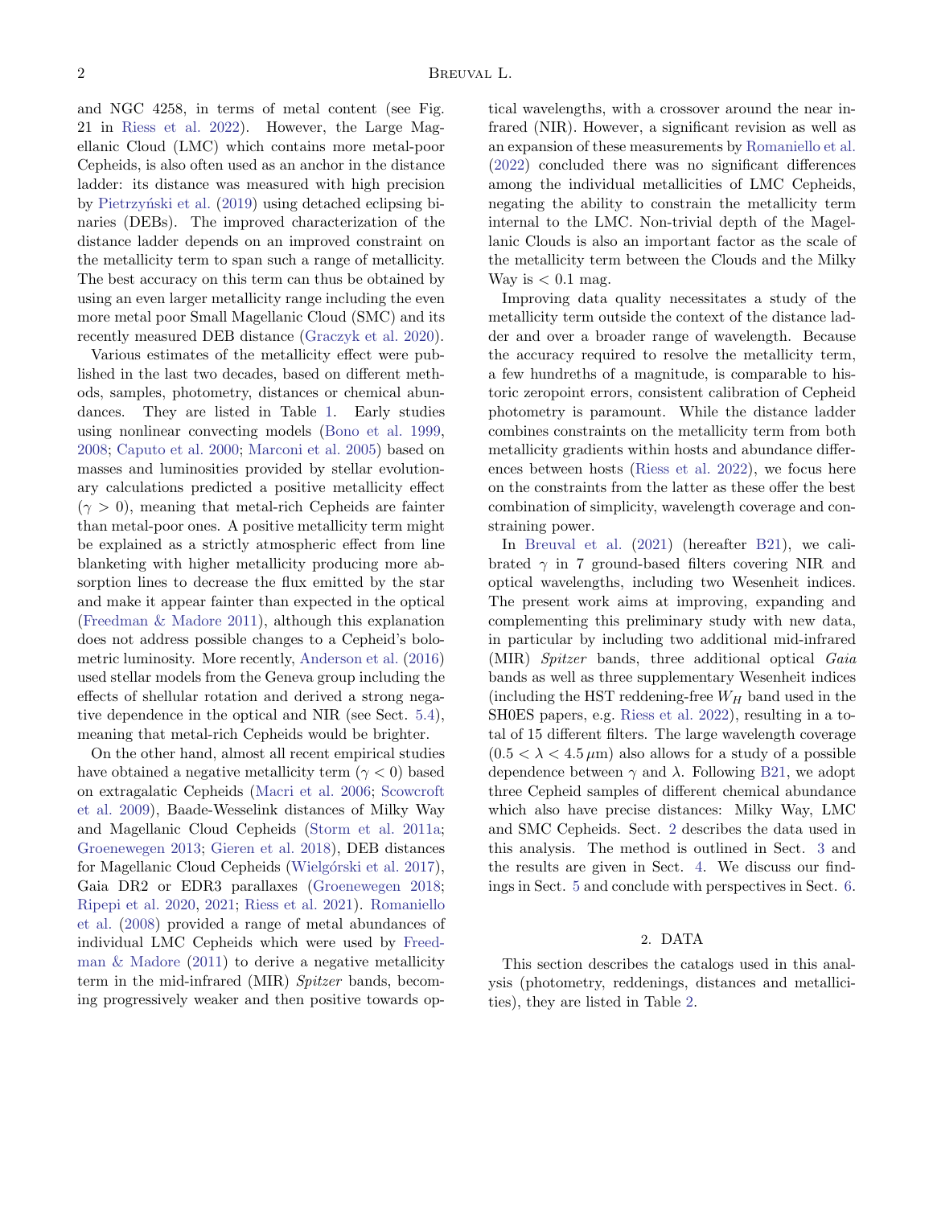and NGC 4258, in terms of metal content (see Fig. 21 in Riess et al. 2022). However, the Large Magellanic Cloud (LMC) which contains more metal-poor Cepheids, is also often used as an anchor in the distance ladder: its distance was measured with high precision by Pietrzyński et al. (2019) using detached eclipsing binaries (DEBs). The improved characterization of the distance ladder depends on an improved constraint on the metallicity term to span such a range of metallicity. The best accuracy on this term can thus be obtained by using an even larger metallicity range including the even more metal poor Small Magellanic Cloud (SMC) and its recently measured DEB distance (Graczyk et al. 2020).

Various estimates of the metallicity effect were published in the last two decades, based on different methods, samples, photometry, distances or chemical abundances. They are listed in Table 1. Early studies using nonlinear convecting models (Bono et al. 1999, 2008; Caputo et al. 2000; Marconi et al. 2005) based on masses and luminosities provided by stellar evolutionary calculations predicted a positive metallicity effect ($\gamma > 0$), meaning that metal-rich Cepheids are fainter than metal-poor ones. A positive metallicity term might be explained as a strictly atmospheric effect from line blanketing with higher metallicity producing more absorption lines to decrease the flux emitted by the star and make it appear fainter than expected in the optical (Freedman & Madore 2011), although this explanation does not address possible changes to a Cepheid's bolometric luminosity. More recently, Anderson et al. (2016) used stellar models from the Geneva group including the effects of shellular rotation and derived a strong negative dependence in the optical and NIR (see Sect. 5.4), meaning that metal-rich Cepheids would be brighter.

On the other hand, almost all recent empirical studies have obtained a negative metallicity term ($\gamma < 0$) based on extragalatic Cepheids (Macri et al. 2006; Scowcroft et al. 2009), Baade-Wesselink distances of Milky Way and Magellanic Cloud Cepheids (Storm et al. 2011a; Groenewegen 2013; Gieren et al. 2018), DEB distances for Magellanic Cloud Cepheids (Wielgórski et al. 2017), Gaia DR2 or EDR3 parallaxes (Groenewegen 2018; Ripepi et al. 2020, 2021; Riess et al. 2021). Romaniello et al. (2008) provided a range of metal abundances of individual LMC Cepheids which were used by Freedman & Madore (2011) to derive a negative metallicity term in the mid-infrared (MIR) *Spitzer* bands, becoming progressively weaker and then positive towards optical wavelengths, with a crossover around the near infrared (NIR). However, a significant revision as well as an expansion of these measurements by Romaniello et al. (2022) concluded there was no significant differences among the individual metallicities of LMC Cepheids, negating the ability to constrain the metallicity term internal to the LMC. Non-trivial depth of the Magellanic Clouds is also an important factor as the scale of the metallicity term between the Clouds and the Milky Way is $< 0.1$ mag.

Improving data quality necessitates a study of the metallicity term outside the context of the distance ladder and over a broader range of wavelength. Because the accuracy required to resolve the metallicity term, a few hundredths of a magnitude, is comparable to historic zeropoint errors, consistent calibration of Cepheid photometry is paramount. While the distance ladder combines constraints on the metallicity term from both metallicity gradients within hosts and abundance differences between hosts (Riess et al. 2022), we focus here on the constraints from the latter as these offer the best combination of simplicity, wavelength coverage and constraining power.

In Breuval et al. (2021) (hereafter B21), we calibrated $\gamma$ in 7 ground-based filters covering NIR and optical wavelengths, including two Wesenheit indices. The present work aims at improving, expanding and complementing this preliminary study with new data, in particular by including two additional mid-infrared (MIR) *Spitzer* bands, three additional optical *Gaia* bands as well as three supplementary Wesenheit indices (including the HST reddening-free $W_H$ band used in the SH0ES papers, e.g. Riess et al. 2022), resulting in a total of 15 different filters. The large wavelength coverage ($0.5 < \lambda < 4.5\,\mu$m) also allows for a study of a possible dependence between $\gamma$ and $\lambda$. Following B21, we adopt three Cepheid samples of different chemical abundance which also have precise distances: Milky Way, LMC and SMC Cepheids. Sect. 2 describes the data used in this analysis. The method is outlined in Sect. 3 and the results are given in Sect. 4. We discuss our findings in Sect. 5 and conclude with perspectives in Sect. 6.

## 2. DATA

This section describes the catalogs used in this analysis (photometry, reddenings, distances and metallicities), they are listed in Table 2.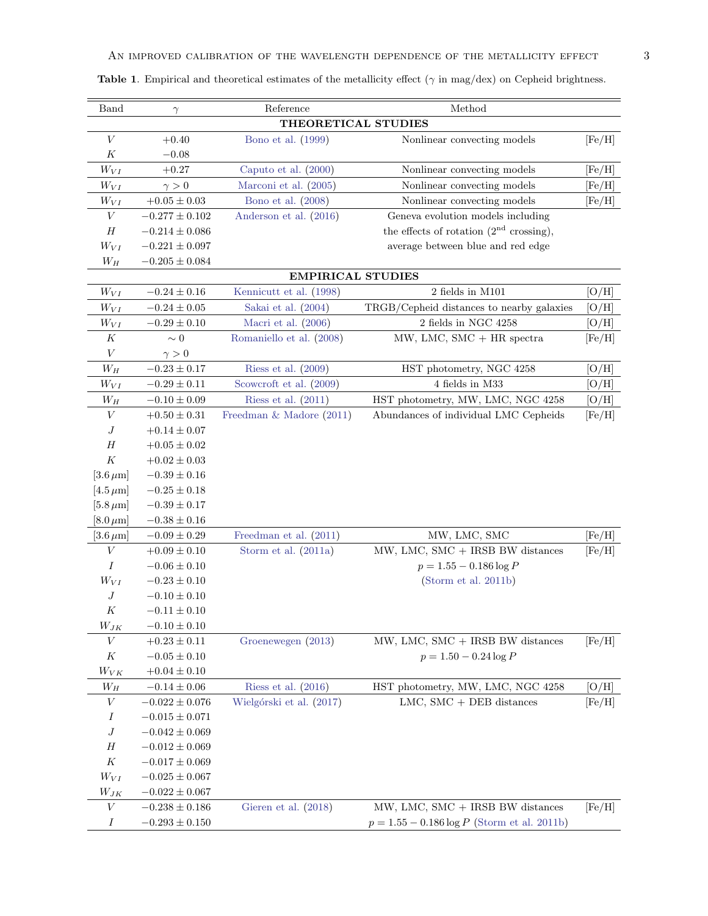**Table 1**. Empirical and theoretical estimates of the metallicity effect ($\gamma$ in mag/dex) on Cepheid brightness.

| Band | $\gamma$ | Reference | Method | |
|---|---|---|---|---|
| **THEORETICAL STUDIES** | | | | |
| $V$ | $+0.40$ | Bono et al. (1999) | Nonlinear convecting models | [Fe/H] |
| $K$ | $-0.08$ | | | |
| $W_{VI}$ | $+0.27$ | Caputo et al. (2000) | Nonlinear convecting models | [Fe/H] |
| $W_{VI}$ | $\gamma > 0$ | Marconi et al. (2005) | Nonlinear convecting models | [Fe/H] |
| $W_{VI}$ | $+0.05 \pm 0.03$ | Bono et al. (2008) | Nonlinear convecting models | [Fe/H] |
| $V$ | $-0.277 \pm 0.102$ | Anderson et al. (2016) | Geneva evolution models including | |
| $H$ | $-0.214 \pm 0.086$ | | the effects of rotation (2$^{\text{nd}}$ crossing), | |
| $W_{VI}$ | $-0.221 \pm 0.097$ | | average between blue and red edge | |
| $W_H$ | $-0.205 \pm 0.084$ | | | |
| **EMPIRICAL STUDIES** | | | | |
| $W_{VI}$ | $-0.24 \pm 0.16$ | Kennicutt et al. (1998) | 2 fields in M101 | [O/H] |
| $W_{VI}$ | $-0.24 \pm 0.05$ | Sakai et al. (2004) | TRGB/Cepheid distances to nearby galaxies | [O/H] |
| $W_{VI}$ | $-0.29 \pm 0.10$ | Macri et al. (2006) | 2 fields in NGC 4258 | [O/H] |
| $K$ | $\sim 0$ | Romaniello et al. (2008) | MW, LMC, SMC + HR spectra | [Fe/H] |
| $V$ | $\gamma > 0$ | | | |
| $W_H$ | $-0.23 \pm 0.17$ | Riess et al. (2009) | HST photometry, NGC 4258 | [O/H] |
| $W_{VI}$ | $-0.29 \pm 0.11$ | Scowcroft et al. (2009) | 4 fields in M33 | [O/H] |
| $W_H$ | $-0.10 \pm 0.09$ | Riess et al. (2011) | HST photometry, MW, LMC, NGC 4258 | [O/H] |
| $V$ | $+0.50 \pm 0.31$ | Freedman & Madore (2011) | Abundances of individual LMC Cepheids | [Fe/H] |
| $J$ | $+0.14 \pm 0.07$ | | | |
| $H$ | $+0.05 \pm 0.02$ | | | |
| $K$ | $+0.02 \pm 0.03$ | | | |
| [3.6 $\mu$m] | $-0.39 \pm 0.16$ | | | |
| [4.5 $\mu$m] | $-0.25 \pm 0.18$ | | | |
| [5.8 $\mu$m] | $-0.39 \pm 0.17$ | | | |
| [8.0 $\mu$m] | $-0.38 \pm 0.16$ | | | |
| [3.6 $\mu$m] | $-0.09 \pm 0.29$ | Freedman et al. (2011) | MW, LMC, SMC | [Fe/H] |
| $V$ | $+0.09 \pm 0.10$ | Storm et al. (2011a) | MW, LMC, SMC + IRSB BW distances | [Fe/H] |
| $I$ | $-0.06 \pm 0.10$ | | $p = 1.55 - 0.186 \log P$ | |
| $W_{VI}$ | $-0.23 \pm 0.10$ | | (Storm et al. 2011b) | |
| $J$ | $-0.10 \pm 0.10$ | | | |
| $K$ | $-0.11 \pm 0.10$ | | | |
| $W_{JK}$ | $-0.10 \pm 0.10$ | | | |
| $V$ | $+0.23 \pm 0.11$ | Groenewegen (2013) | MW, LMC, SMC + IRSB BW distances | [Fe/H] |
| $K$ | $-0.05 \pm 0.10$ | | $p = 1.50 - 0.24 \log P$ | |
| $W_{VK}$ | $+0.04 \pm 0.10$ | | | |
| $W_H$ | $-0.14 \pm 0.06$ | Riess et al. (2016) | HST photometry, MW, LMC, NGC 4258 | [O/H] |
| $V$ | $-0.022 \pm 0.076$ | Wielgórski et al. (2017) | LMC, SMC + DEB distances | [Fe/H] |
| $I$ | $-0.015 \pm 0.071$ | | | |
| $J$ | $-0.042 \pm 0.069$ | | | |
| $H$ | $-0.012 \pm 0.069$ | | | |
| $K$ | $-0.017 \pm 0.069$ | | | |
| $W_{VI}$ | $-0.025 \pm 0.067$ | | | |
| $W_{JK}$ | $-0.022 \pm 0.067$ | | | |
| $V$ | $-0.238 \pm 0.186$ | Gieren et al. (2018) | MW, LMC, SMC + IRSB BW distances | [Fe/H] |
| $I$ | $-0.293 \pm 0.150$ | | $p = 1.55 - 0.186 \log P$ (Storm et al. 2011b) | |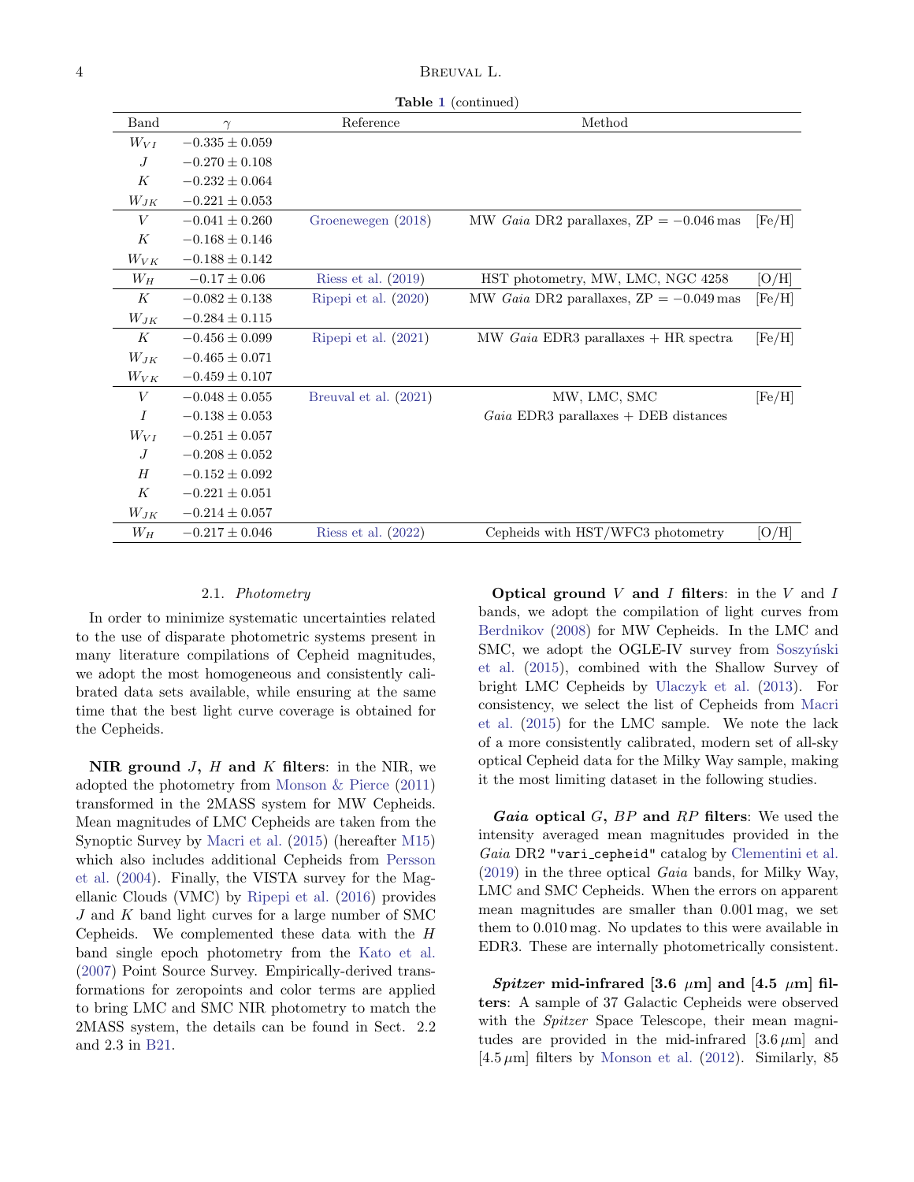**Table 1** (continued)

| Band | $\gamma$ | Reference | Method | |
|---|---|---|---|---|
| $W_{VI}$ | $-0.335 \pm 0.059$ | | | |
| $J$ | $-0.270 \pm 0.108$ | | | |
| $K$ | $-0.232 \pm 0.064$ | | | |
| $W_{JK}$ | $-0.221 \pm 0.053$ | | | |
| $V$ | $-0.041 \pm 0.260$ | Groenewegen (2018) | MW *Gaia* DR2 parallaxes, ZP = $-0.046$ mas | [Fe/H] |
| $K$ | $-0.168 \pm 0.146$ | | | |
| $W_{VK}$ | $-0.188 \pm 0.142$ | | | |
| $W_H$ | $-0.17 \pm 0.06$ | Riess et al. (2019) | HST photometry, MW, LMC, NGC 4258 | [O/H] |
| $K$ | $-0.082 \pm 0.138$ | Ripepi et al. (2020) | MW *Gaia* DR2 parallaxes, ZP = $-0.049$ mas | [Fe/H] |
| $W_{JK}$ | $-0.284 \pm 0.115$ | | | |
| $K$ | $-0.456 \pm 0.099$ | Ripepi et al. (2021) | MW *Gaia* EDR3 parallaxes + HR spectra | [Fe/H] |
| $W_{JK}$ | $-0.465 \pm 0.071$ | | | |
| $W_{VK}$ | $-0.459 \pm 0.107$ | | | |
| $V$ | $-0.048 \pm 0.055$ | Breuval et al. (2021) | MW, LMC, SMC | [Fe/H] |
| $I$ | $-0.138 \pm 0.053$ | | *Gaia* EDR3 parallaxes + DEB distances | |
| $W_{VI}$ | $-0.251 \pm 0.057$ | | | |
| $J$ | $-0.208 \pm 0.052$ | | | |
| $H$ | $-0.152 \pm 0.092$ | | | |
| $K$ | $-0.221 \pm 0.051$ | | | |
| $W_{JK}$ | $-0.214 \pm 0.057$ | | | |
| $W_H$ | $-0.217 \pm 0.046$ | Riess et al. (2022) | Cepheids with HST/WFC3 photometry | [O/H] |

### 2.1. *Photometry*

In order to minimize systematic uncertainties related to the use of disparate photometric systems present in many literature compilations of Cepheid magnitudes, we adopt the most homogeneous and consistently calibrated data sets available, while ensuring at the same time that the best light curve coverage is obtained for the Cepheids.

**NIR ground $J$, $H$ and $K$ filters**: in the NIR, we adopted the photometry from Monson & Pierce (2011) transformed in the 2MASS system for MW Cepheids. Mean magnitudes of LMC Cepheids are taken from the Synoptic Survey by Macri et al. (2015) (hereafter M15) which also includes additional Cepheids from Persson et al. (2004). Finally, the VISTA survey for the Magellanic Clouds (VMC) by Ripepi et al. (2016) provides $J$ and $K$ band light curves for a large number of SMC Cepheids. We complemented these data with the $H$ band single epoch photometry from the Kato et al. (2007) Point Source Survey. Empirically-derived transformations for zeropoints and color terms are applied to bring LMC and SMC NIR photometry to match the 2MASS system, the details can be found in Sect. 2.2 and 2.3 in B21.

**Optical ground $V$ and $I$ filters**: in the $V$ and $I$ bands, we adopt the compilation of light curves from Berdnikov (2008) for MW Cepheids. In the LMC and SMC, we adopt the OGLE-IV survey from Soszyński et al. (2015), combined with the Shallow Survey of bright LMC Cepheids by Ulaczyk et al. (2013). For consistency, we select the list of Cepheids from Macri et al. (2015) for the LMC sample. We note the lack of a more consistently calibrated, modern set of all-sky optical Cepheid data for the Milky Way sample, making it the most limiting dataset in the following studies.

***Gaia* optical $G$, $BP$ and $RP$ filters**: We used the intensity averaged mean magnitudes provided in the *Gaia* DR2 "vari_cepheid" catalog by Clementini et al. (2019) in the three optical *Gaia* bands, for Milky Way, LMC and SMC Cepheids. When the errors on apparent mean magnitudes are smaller than 0.001 mag, we set them to 0.010 mag. No updates to this were available in EDR3. These are internally photometrically consistent.

***Spitzer* mid-infrared [3.6 $\mu$m] and [4.5 $\mu$m] filters**: A sample of 37 Galactic Cepheids were observed with the *Spitzer* Space Telescope, their mean magnitudes are provided in the mid-infrared [3.6 $\mu$m] and [4.5 $\mu$m] filters by Monson et al. (2012). Similarly, 85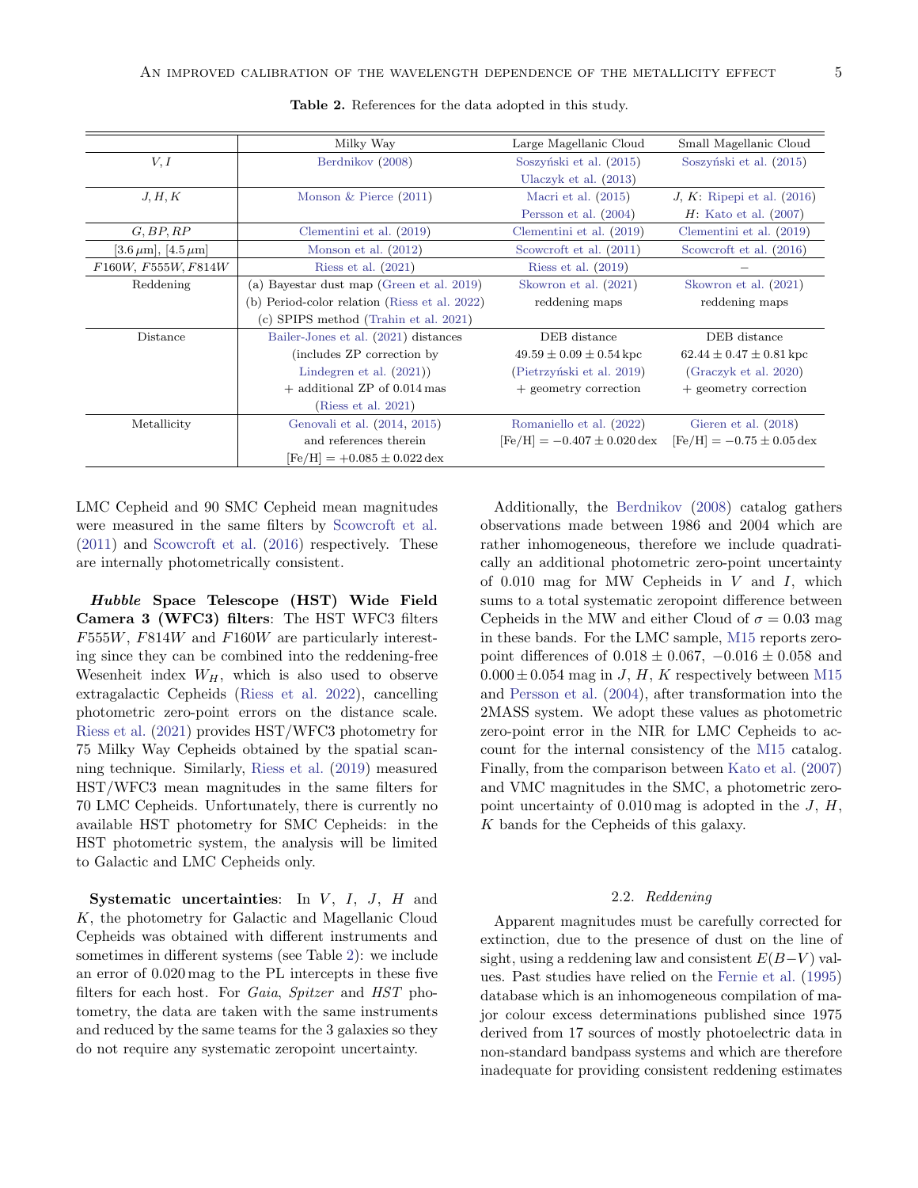**Table 2.** References for the data adopted in this study.

| | Milky Way | Large Magellanic Cloud | Small Magellanic Cloud |
|---|---|---|---|
| $V, I$ | Berdnikov (2008) | Soszyński et al. (2015) Ulaczyk et al. (2013) | Soszyński et al. (2015) |
| $J, H, K$ | Monson & Pierce (2011) | Macri et al. (2015) Persson et al. (2004) | $J$, $K$: Ripepi et al. (2016) $H$: Kato et al. (2007) |
| $G, BP, RP$ | Clementini et al. (2019) | Clementini et al. (2019) | Clementini et al. (2019) |
| [3.6 $\mu$m], [4.5 $\mu$m] | Monson et al. (2012) | Scowcroft et al. (2011) | Scowcroft et al. (2016) |
| $F160W$, $F555W$, $F814W$ | Riess et al. (2021) | Riess et al. (2019) | – |
| Reddening | (a) Bayestar dust map (Green et al. 2019) (b) Period-color relation (Riess et al. 2022) (c) SPIPS method (Trahin et al. 2021) | Skowron et al. (2021) reddening maps | Skowron et al. (2021) reddening maps |
| Distance | Bailer-Jones et al. (2021) distances (includes ZP correction by Lindegren et al. (2021)) + additional ZP of 0.014 mas (Riess et al. 2021) | DEB distance $49.59 \pm 0.09 \pm 0.54$ kpc (Pietrzyński et al. 2019) + geometry correction | DEB distance $62.44 \pm 0.47 \pm 0.81$ kpc (Graczyk et al. 2020) + geometry correction |
| Metallicity | Genovali et al. (2014, 2015) and references therein [Fe/H] $= +0.085 \pm 0.022$ dex | Romaniello et al. (2022) [Fe/H] $= -0.407 \pm 0.020$ dex | Gieren et al. (2018) [Fe/H] $= -0.75 \pm 0.05$ dex |

LMC Cepheid and 90 SMC Cepheid mean magnitudes were measured in the same filters by Scowcroft et al. (2011) and Scowcroft et al. (2016) respectively. These are internally photometrically consistent.

***Hubble* Space Telescope (HST) Wide Field Camera 3 (WFC3) filters**: The HST WFC3 filters $F555W$, $F814W$ and $F160W$ are particularly interesting since they can be combined into the reddening-free Wesenheit index $W_H$, which is also used to observe extragalactic Cepheids (Riess et al. 2022), cancelling photometric zero-point errors on the distance scale. Riess et al. (2021) provides HST/WFC3 photometry for 75 Milky Way Cepheids obtained by the spatial scanning technique. Similarly, Riess et al. (2019) measured HST/WFC3 mean magnitudes in the same filters for 70 LMC Cepheids. Unfortunately, there is currently no available HST photometry for SMC Cepheids: in the HST photometric system, the analysis will be limited to Galactic and LMC Cepheids only.

**Systematic uncertainties**: In $V$, $I$, $J$, $H$ and $K$, the photometry for Galactic and Magellanic Cloud Cepheids was obtained with different instruments and sometimes in different systems (see Table 2): we include an error of 0.020 mag to the PL intercepts in these five filters for each host. For *Gaia*, *Spitzer* and *HST* photometry, the data are taken with the same instruments and reduced by the same teams for the 3 galaxies so they do not require any systematic zeropoint uncertainty.

Additionally, the Berdnikov (2008) catalog gathers observations made between 1986 and 2004 which are rather inhomogeneous, therefore we include quadratically an additional photometric zero-point uncertainty of 0.010 mag for MW Cepheids in $V$ and $I$, which sums to a total systematic zeropoint difference between Cepheids in the MW and either Cloud of $\sigma = 0.03$ mag in these bands. For the LMC sample, M15 reports zero-point differences of $0.018 \pm 0.067$, $-0.016 \pm 0.058$ and $0.000 \pm 0.054$ mag in $J$, $H$, $K$ respectively between M15 and Persson et al. (2004), after transformation into the 2MASS system. We adopt these values as photometric zero-point error in the NIR for LMC Cepheids to account for the internal consistency of the M15 catalog. Finally, from the comparison between Kato et al. (2007) and VMC magnitudes in the SMC, a photometric zero-point uncertainty of 0.010 mag is adopted in the $J$, $H$, $K$ bands for the Cepheids of this galaxy.

## 2.2. *Reddening*

Apparent magnitudes must be carefully corrected for extinction, due to the presence of dust on the line of sight, using a reddening law and consistent $E(B-V)$ values. Past studies have relied on the Fernie et al. (1995) database which is an inhomogeneous compilation of major colour excess determinations published since 1975 derived from 17 sources of mostly photoelectric data in non-standard bandpass systems and which are therefore inadequate for providing consistent reddening estimates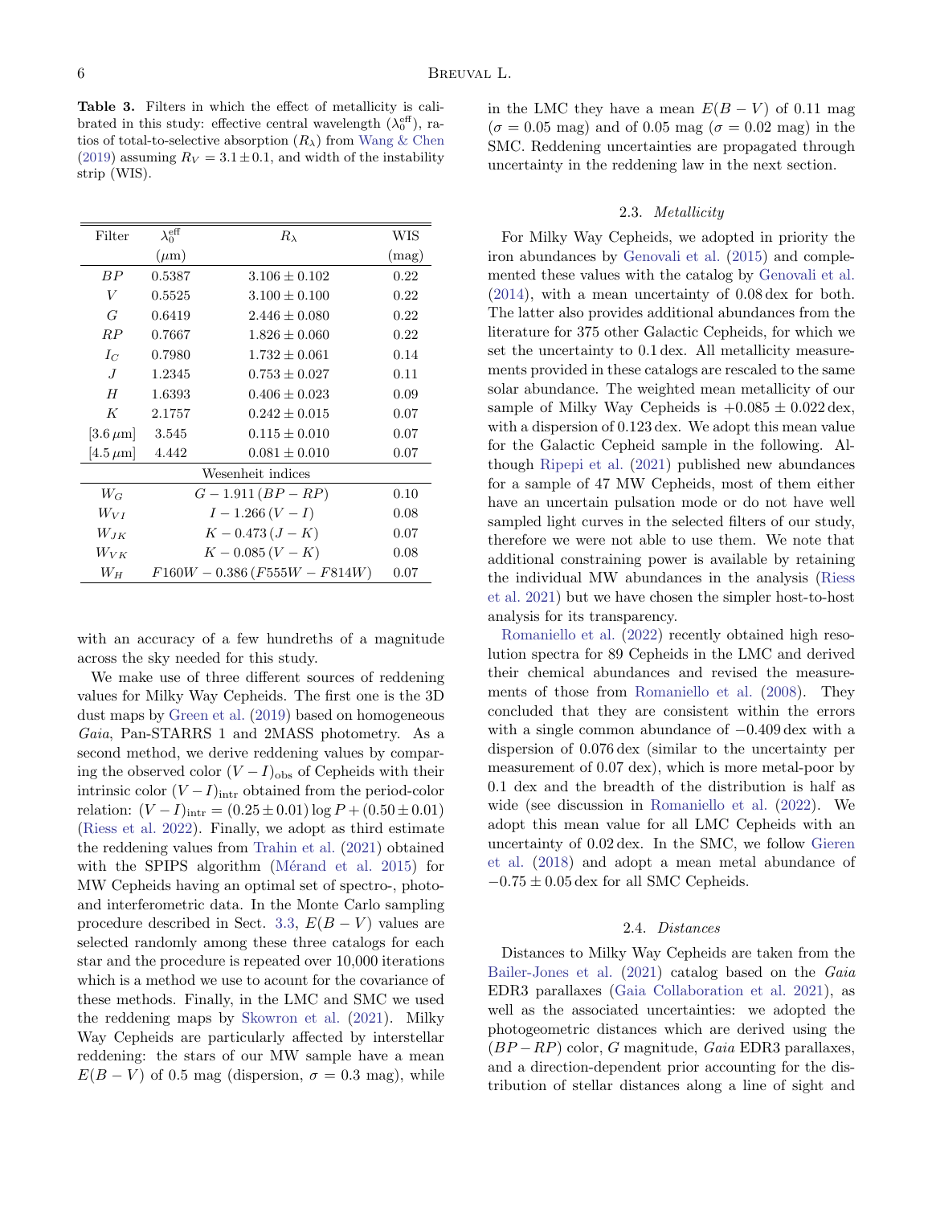**Table 3.** Filters in which the effect of metallicity is calibrated in this study: effective central wavelength ($\lambda_0^{\rm eff}$), ratios of total-to-selective absorption ($R_\lambda$) from Wang & Chen (2019) assuming $R_V = 3.1 \pm 0.1$, and width of the instability strip (WIS).

| Filter | $\lambda_0^{\rm eff}$ ($\mu$m) | $R_\lambda$ | WIS (mag) |
|---|---|---|---|
| $BP$ | 0.5387 | $3.106 \pm 0.102$ | 0.22 |
| $V$ | 0.5525 | $3.100 \pm 0.100$ | 0.22 |
| $G$ | 0.6419 | $2.446 \pm 0.080$ | 0.22 |
| $RP$ | 0.7667 | $1.826 \pm 0.060$ | 0.22 |
| $I_C$ | 0.7980 | $1.732 \pm 0.061$ | 0.14 |
| $J$ | 1.2345 | $0.753 \pm 0.027$ | 0.11 |
| $H$ | 1.6393 | $0.406 \pm 0.023$ | 0.09 |
| $K$ | 2.1757 | $0.242 \pm 0.015$ | 0.07 |
| [3.6 $\mu$m] | 3.545 | $0.115 \pm 0.010$ | 0.07 |
| [4.5 $\mu$m] | 4.442 | $0.081 \pm 0.010$ | 0.07 |
| Wesenheit indices | | | |
| $W_G$ | $G - 1.911\,(BP - RP)$ | | 0.10 |
| $W_{VI}$ | $I - 1.266\,(V - I)$ | | 0.08 |
| $W_{JK}$ | $K - 0.473\,(J - K)$ | | 0.07 |
| $W_{VK}$ | $K - 0.085\,(V - K)$ | | 0.08 |
| $W_H$ | $F160W - 0.386\,(F555W - F814W)$ | | 0.07 |

with an accuracy of a few hundreths of a magnitude across the sky needed for this study.

We make use of three different sources of reddening values for Milky Way Cepheids. The first one is the 3D dust maps by Green et al. (2019) based on homogeneous *Gaia*, Pan-STARRS 1 and 2MASS photometry. As a second method, we derive reddening values by comparing the observed color $(V-I)_{\rm obs}$ of Cepheids with their intrinsic color $(V-I)_{\rm intr}$ obtained from the period-color relation: $(V-I)_{\rm intr} = (0.25 \pm 0.01)\log P + (0.50 \pm 0.01)$ (Riess et al. 2022). Finally, we adopt as third estimate the reddening values from Trahin et al. (2021) obtained with the SPIPS algorithm (Mérand et al. 2015) for MW Cepheids having an optimal set of spectro-, photo- and interferometric data. In the Monte Carlo sampling procedure described in Sect. 3.3, $E(B-V)$ values are selected randomly among these three catalogs for each star and the procedure is repeated over 10,000 iterations which is a method we use to acount for the covariance of these methods. Finally, in the LMC and SMC we used the reddening maps by Skowron et al. (2021). Milky Way Cepheids are particularly affected by interstellar reddening: the stars of our MW sample have a mean $E(B-V)$ of 0.5 mag (dispersion, $\sigma = 0.3$ mag), while in the LMC they have a mean $E(B-V)$ of 0.11 mag ($\sigma = 0.05$ mag) and of 0.05 mag ($\sigma = 0.02$ mag) in the SMC. Reddening uncertainties are propagated through uncertainty in the reddening law in the next section.

### 2.3. *Metallicity*

For Milky Way Cepheids, we adopted in priority the iron abundances by Genovali et al. (2015) and complemented these values with the catalog by Genovali et al. (2014), with a mean uncertainty of 0.08 dex for both. The latter also provides additional abundances from the literature for 375 other Galactic Cepheids, for which we set the uncertainty to 0.1 dex. All metallicity measurements provided in these catalogs are rescaled to the same solar abundance. The weighted mean metallicity of our sample of Milky Way Cepheids is $+0.085 \pm 0.022$ dex, with a dispersion of 0.123 dex. We adopt this mean value for the Galactic Cepheid sample in the following. Although Ripepi et al. (2021) published new abundances for a sample of 47 MW Cepheids, most of them either have an uncertain pulsation mode or do not have well sampled light curves in the selected filters of our study, therefore we were not able to use them. We note that additional constraining power is available by retaining the individual MW abundances in the analysis (Riess et al. 2021) but we have chosen the simpler host-to-host analysis for its transparency.

Romaniello et al. (2022) recently obtained high resolution spectra for 89 Cepheids in the LMC and derived their chemical abundances and revised the measurements of those from Romaniello et al. (2008). They concluded that they are consistent within the errors with a single common abundance of $-0.409$ dex with a dispersion of 0.076 dex (similar to the uncertainty per measurement of 0.07 dex), which is more metal-poor by 0.1 dex and the breadth of the distribution is half as wide (see discussion in Romaniello et al. (2022). We adopt this mean value for all LMC Cepheids with an uncertainty of 0.02 dex. In the SMC, we follow Gieren et al. (2018) and adopt a mean metal abundance of $-0.75 \pm 0.05$ dex for all SMC Cepheids.

### 2.4. *Distances*

Distances to Milky Way Cepheids are taken from the Bailer-Jones et al. (2021) catalog based on the *Gaia* EDR3 parallaxes (Gaia Collaboration et al. 2021), as well as the associated uncertainties: we adopted the photogeometric distances which are derived using the $(BP-RP)$ color, $G$ magnitude, *Gaia* EDR3 parallaxes, and a direction-dependent prior accounting for the distribution of stellar distances along a line of sight and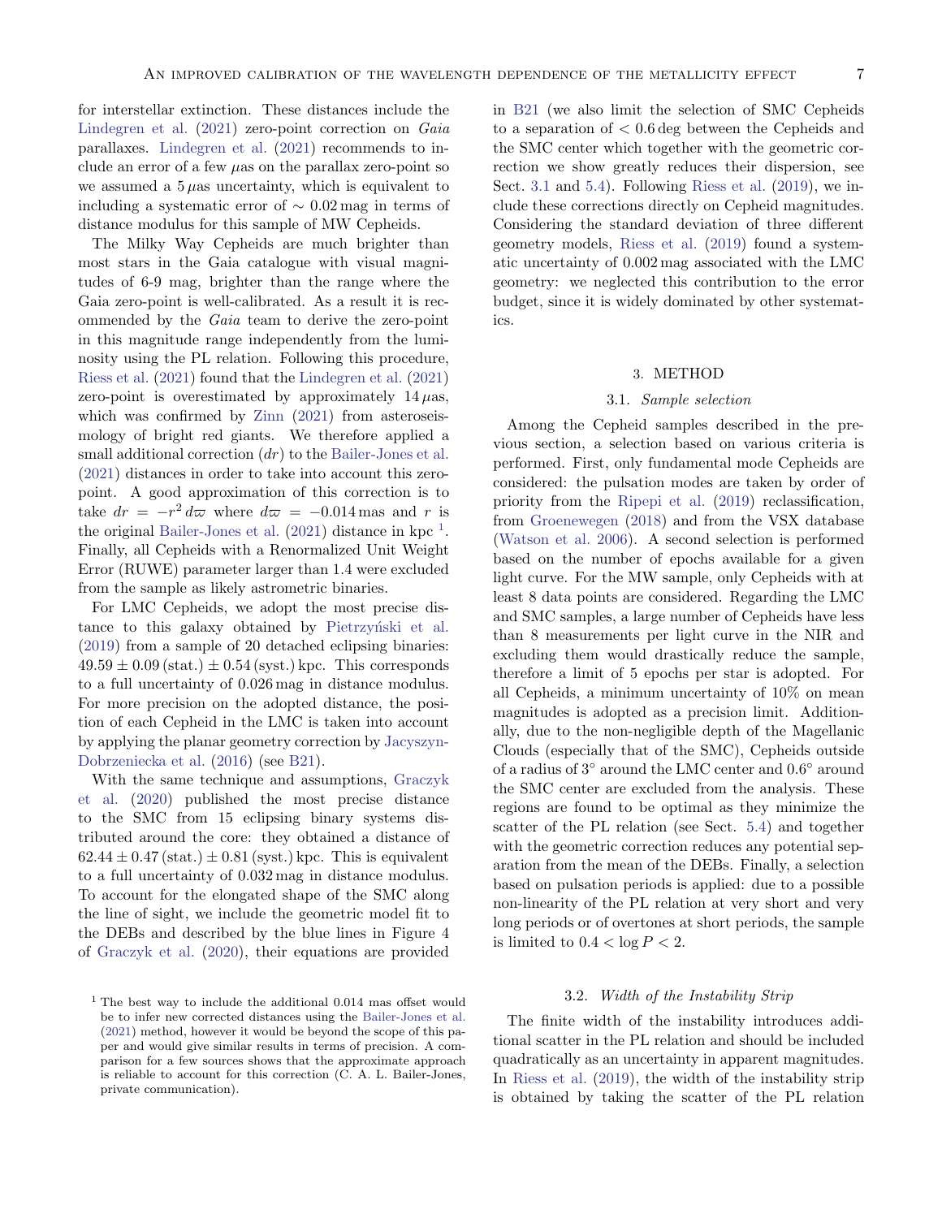for interstellar extinction. These distances include the Lindegren et al. (2021) zero-point correction on *Gaia* parallaxes. Lindegren et al. (2021) recommends to include an error of a few $\mu$as on the parallax zero-point so we assumed a $5\,\mu$as uncertainty, which is equivalent to including a systematic error of $\sim 0.02\,$mag in terms of distance modulus for this sample of MW Cepheids.

The Milky Way Cepheids are much brighter than most stars in the Gaia catalogue with visual magnitudes of 6-9 mag, brighter than the range where the Gaia zero-point is well-calibrated. As a result it is recommended by the *Gaia* team to derive the zero-point in this magnitude range independently from the luminosity using the PL relation. Following this procedure, Riess et al. (2021) found that the Lindegren et al. (2021) zero-point is overestimated by approximately $14\,\mu$as, which was confirmed by Zinn (2021) from asteroseismology of bright red giants. We therefore applied a small additional correction ($dr$) to the Bailer-Jones et al. (2021) distances in order to take into account this zero-point. A good approximation of this correction is to take $dr = -r^2\,d\varpi$ where $d\varpi = -0.014\,$mas and $r$ is the original Bailer-Jones et al. (2021) distance in kpc [1]. Finally, all Cepheids with a Renormalized Unit Weight Error (RUWE) parameter larger than 1.4 were excluded from the sample as likely astrometric binaries.

For LMC Cepheids, we adopt the most precise distance to this galaxy obtained by Pietrzyński et al. (2019) from a sample of 20 detached eclipsing binaries: $49.59 \pm 0.09\,(\mathrm{stat.}) \pm 0.54\,(\mathrm{syst.})\,$kpc. This corresponds to a full uncertainty of $0.026\,$mag in distance modulus. For more precision on the adopted distance, the position of each Cepheid in the LMC is taken into account by applying the planar geometry correction by Jacyszyn-Dobrzeniecka et al. (2016) (see B21).

With the same technique and assumptions, Graczyk et al. (2020) published the most precise distance to the SMC from 15 eclipsing binary systems distributed around the core: they obtained a distance of $62.44 \pm 0.47\,(\mathrm{stat.}) \pm 0.81\,(\mathrm{syst.})\,$kpc. This is equivalent to a full uncertainty of $0.032\,$mag in distance modulus. To account for the elongated shape of the SMC along the line of sight, we include the geometric model fit to the DEBs and described by the blue lines in Figure 4 of Graczyk et al. (2020), their equations are provided in B21 (we also limit the selection of SMC Cepheids to a separation of $< 0.6\,$deg between the Cepheids and the SMC center which together with the geometric correction we show greatly reduces their dispersion, see Sect. 3.1 and 5.4). Following Riess et al. (2019), we include these corrections directly on Cepheid magnitudes. Considering the standard deviation of three different geometry models, Riess et al. (2019) found a systematic uncertainty of $0.002\,$mag associated with the LMC geometry: we neglected this contribution to the error budget, since it is widely dominated by other systematics.

[1] The best way to include the additional 0.014 mas offset would be to infer new corrected distances using the Bailer-Jones et al. (2021) method, however it would be beyond the scope of this paper and would give similar results in terms of precision. A comparison for a few sources shows that the approximate approach is reliable to account for this correction (C. A. L. Bailer-Jones, private communication).

## 3. METHOD

### 3.1. *Sample selection*

Among the Cepheid samples described in the previous section, a selection based on various criteria is performed. First, only fundamental mode Cepheids are considered: the pulsation modes are taken by order of priority from the Ripepi et al. (2019) reclassification, from Groenewegen (2018) and from the VSX database (Watson et al. 2006). A second selection is performed based on the number of epochs available for a given light curve. For the MW sample, only Cepheids with at least 8 data points are considered. Regarding the LMC and SMC samples, a large number of Cepheids have less than 8 measurements per light curve in the NIR and excluding them would drastically reduce the sample, therefore a limit of 5 epochs per star is adopted. For all Cepheids, a minimum uncertainty of 10% on mean magnitudes is adopted as a precision limit. Additionally, due to the non-negligible depth of the Magellanic Clouds (especially that of the SMC), Cepheids outside of a radius of $3^\circ$ around the LMC center and $0.6^\circ$ around the SMC center are excluded from the analysis. These regions are found to be optimal as they minimize the scatter of the PL relation (see Sect. 5.4) and together with the geometric correction reduces any potential separation from the mean of the DEBs. Finally, a selection based on pulsation periods is applied: due to a possible non-linearity of the PL relation at very short and very long periods or of overtones at short periods, the sample is limited to $0.4 < \log P < 2$.

### 3.2. *Width of the Instability Strip*

The finite width of the instability introduces additional scatter in the PL relation and should be included quadratically as an uncertainty in apparent magnitudes. In Riess et al. (2019), the width of the instability strip is obtained by taking the scatter of the PL relation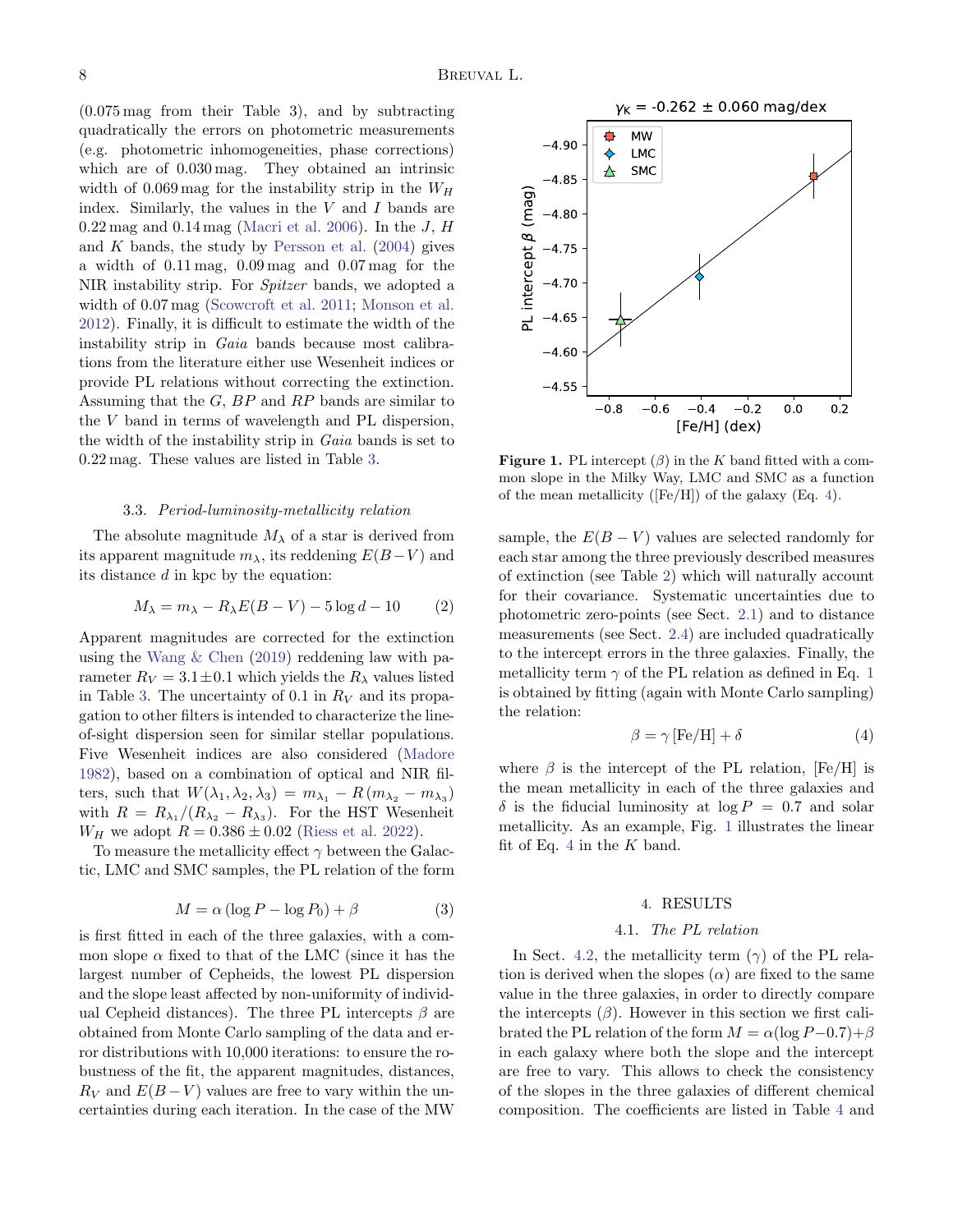(0.075 mag from their Table 3), and by subtracting quadratically the errors on photometric measurements (e.g. photometric inhomogeneities, phase corrections) which are of 0.030 mag. They obtained an intrinsic width of 0.069 mag for the instability strip in the $W_H$ index. Similarly, the values in the $V$ and $I$ bands are 0.22 mag and 0.14 mag (Macri et al. 2006). In the $J$, $H$ and $K$ bands, the study by Persson et al. (2004) gives a width of 0.11 mag, 0.09 mag and 0.07 mag for the NIR instability strip. For *Spitzer* bands, we adopted a width of 0.07 mag (Scowcroft et al. 2011; Monson et al. 2012). Finally, it is difficult to estimate the width of the instability strip in *Gaia* bands because most calibrations from the literature either use Wesenheit indices or provide PL relations without correcting the extinction. Assuming that the $G$, $BP$ and $RP$ bands are similar to the $V$ band in terms of wavelength and PL dispersion, the width of the instability strip in *Gaia* bands is set to 0.22 mag. These values are listed in Table 3.

### 3.3. *Period-luminosity-metallicity relation*

The absolute magnitude $M_\lambda$ of a star is derived from its apparent magnitude $m_\lambda$, its reddening $E(B-V)$ and its distance $d$ in kpc by the equation:

$$M_\lambda = m_\lambda - R_\lambda E(B-V) - 5\log d - 10 \qquad (2)$$

Apparent magnitudes are corrected for the extinction using the Wang & Chen (2019) reddening law with parameter $R_V = 3.1 \pm 0.1$ which yields the $R_\lambda$ values listed in Table 3. The uncertainty of 0.1 in $R_V$ and its propagation to other filters is intended to characterize the line-of-sight dispersion seen for similar stellar populations. Five Wesenheit indices are also considered (Madore 1982), based on a combination of optical and NIR filters, such that $W(\lambda_1, \lambda_2, \lambda_3) = m_{\lambda_1} - R\,(m_{\lambda_2} - m_{\lambda_3})$ with $R = R_{\lambda_1}/(R_{\lambda_2} - R_{\lambda_3})$. For the HST Wesenheit $W_H$ we adopt $R = 0.386 \pm 0.02$ (Riess et al. 2022).

To measure the metallicity effect $\gamma$ between the Galactic, LMC and SMC samples, the PL relation of the form

$$M = \alpha\,(\log P - \log P_0) + \beta \qquad (3)$$

is first fitted in each of the three galaxies, with a common slope $\alpha$ fixed to that of the LMC (since it has the largest number of Cepheids, the lowest PL dispersion and the slope least affected by non-uniformity of individual Cepheid distances). The three PL intercepts $\beta$ are obtained from Monte Carlo sampling of the data and error distributions with 10,000 iterations: to ensure the robustness of the fit, the apparent magnitudes, distances, $R_V$ and $E(B-V)$ values are free to vary within the uncertainties during each iteration. In the case of the MW sample, the $E(B-V)$ values are selected randomly for each star among the three previously described measures of extinction (see Table 2) which will naturally account for their covariance. Systematic uncertainties due to photometric zero-points (see Sect. 2.1) and to distance measurements (see Sect. 2.4) are included quadratically to the intercept errors in the three galaxies. Finally, the metallicity term $\gamma$ of the PL relation as defined in Eq. 1 is obtained by fitting (again with Monte Carlo sampling) the relation:

$$\beta = \gamma\,[\mathrm{Fe/H}] + \delta \qquad (4)$$

where $\beta$ is the intercept of the PL relation, [Fe/H] is the mean metallicity in each of the three galaxies and $\delta$ is the fiducial luminosity at $\log P = 0.7$ and solar metallicity. As an example, Fig. 1 illustrates the linear fit of Eq. 4 in the $K$ band.

**Figure 1.** PL intercept ($\beta$) in the $K$ band fitted with a common slope in the Milky Way, LMC and SMC as a function of the mean metallicity ([Fe/H]) of the galaxy (Eq. 4).

## 4. RESULTS

### 4.1. *The PL relation*

In Sect. 4.2, the metallicity term ($\gamma$) of the PL relation is derived when the slopes ($\alpha$) are fixed to the same value in the three galaxies, in order to directly compare the intercepts ($\beta$). However in this section we first calibrated the PL relation of the form $M = \alpha(\log P - 0.7) + \beta$ in each galaxy where both the slope and the intercept are free to vary. This allows to check the consistency of the slopes in the three galaxies of different chemical composition. The coefficients are listed in Table 4 and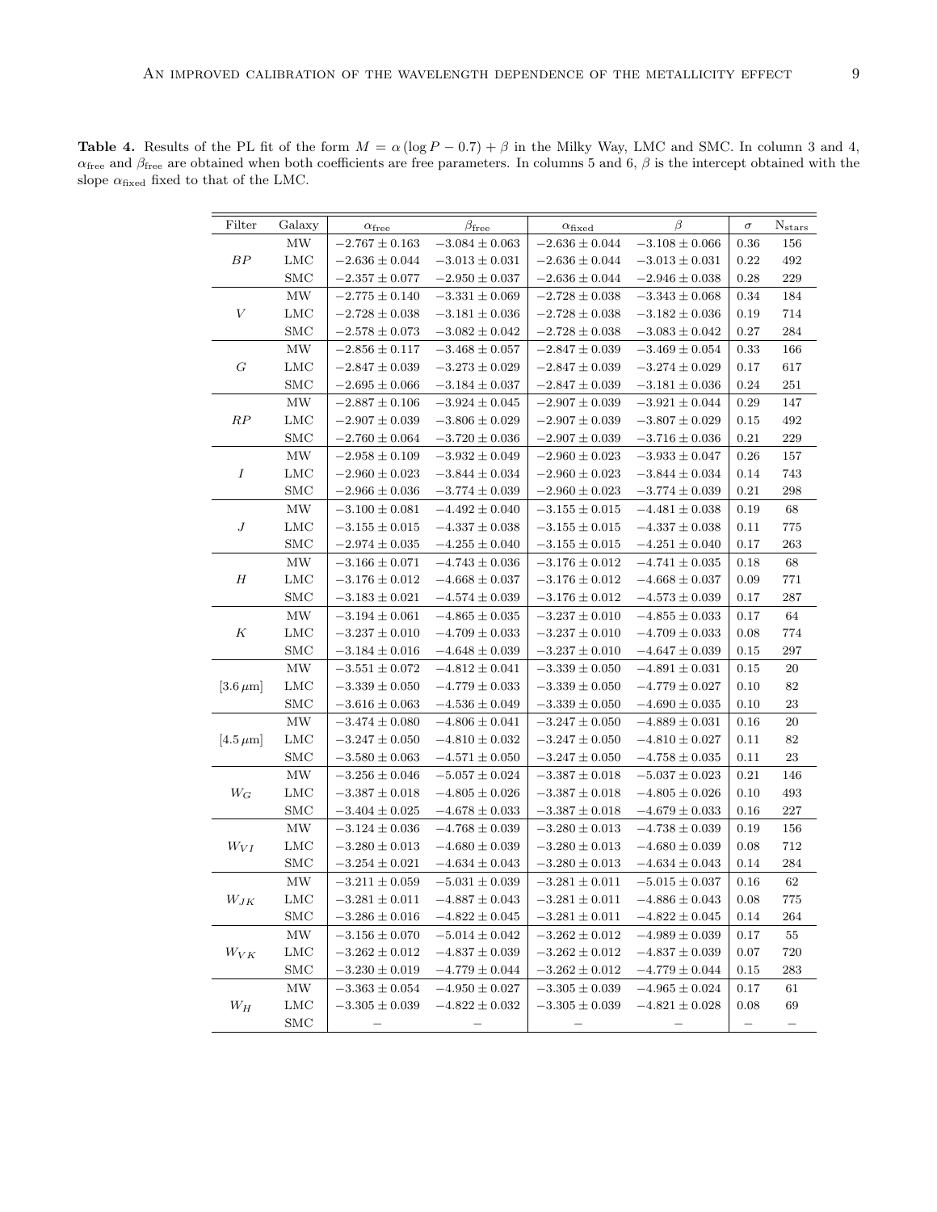**Table 4.** Results of the PL fit of the form $M = \alpha(\log P - 0.7) + \beta$ in the Milky Way, LMC and SMC. In column 3 and 4, $\alpha_{\rm free}$ and $\beta_{\rm free}$ are obtained when both coefficients are free parameters. In columns 5 and 6, $\beta$ is the intercept obtained with the slope $\alpha_{\rm fixed}$ fixed to that of the LMC.

| Filter | Galaxy | $\alpha_{\rm free}$ | $\beta_{\rm free}$ | $\alpha_{\rm fixed}$ | $\beta$ | $\sigma$ | $N_{\rm stars}$ |
|---|---|---|---|---|---|---|---|
| | MW | $-2.767 \pm 0.163$ | $-3.084 \pm 0.063$ | $-2.636 \pm 0.044$ | $-3.108 \pm 0.066$ | 0.36 | 156 |
| $BP$ | LMC | $-2.636 \pm 0.044$ | $-3.013 \pm 0.031$ | $-2.636 \pm 0.044$ | $-3.013 \pm 0.031$ | 0.22 | 492 |
| | SMC | $-2.357 \pm 0.077$ | $-2.950 \pm 0.037$ | $-2.636 \pm 0.044$ | $-2.946 \pm 0.038$ | 0.28 | 229 |
| | MW | $-2.775 \pm 0.140$ | $-3.331 \pm 0.069$ | $-2.728 \pm 0.038$ | $-3.343 \pm 0.068$ | 0.34 | 184 |
| $V$ | LMC | $-2.728 \pm 0.038$ | $-3.181 \pm 0.036$ | $-2.728 \pm 0.038$ | $-3.182 \pm 0.036$ | 0.19 | 714 |
| | SMC | $-2.578 \pm 0.073$ | $-3.082 \pm 0.042$ | $-2.728 \pm 0.038$ | $-3.083 \pm 0.042$ | 0.27 | 284 |
| | MW | $-2.856 \pm 0.117$ | $-3.468 \pm 0.057$ | $-2.847 \pm 0.039$ | $-3.469 \pm 0.054$ | 0.33 | 166 |
| $G$ | LMC | $-2.847 \pm 0.039$ | $-3.273 \pm 0.029$ | $-2.847 \pm 0.039$ | $-3.274 \pm 0.029$ | 0.17 | 617 |
| | SMC | $-2.695 \pm 0.066$ | $-3.184 \pm 0.037$ | $-2.847 \pm 0.039$ | $-3.181 \pm 0.036$ | 0.24 | 251 |
| | MW | $-2.887 \pm 0.106$ | $-3.924 \pm 0.045$ | $-2.907 \pm 0.039$ | $-3.921 \pm 0.044$ | 0.29 | 147 |
| $RP$ | LMC | $-2.907 \pm 0.039$ | $-3.806 \pm 0.029$ | $-2.907 \pm 0.039$ | $-3.807 \pm 0.029$ | 0.15 | 492 |
| | SMC | $-2.760 \pm 0.064$ | $-3.720 \pm 0.036$ | $-2.907 \pm 0.039$ | $-3.716 \pm 0.036$ | 0.21 | 229 |
| | MW | $-2.958 \pm 0.109$ | $-3.932 \pm 0.049$ | $-2.960 \pm 0.023$ | $-3.933 \pm 0.047$ | 0.26 | 157 |
| $I$ | LMC | $-2.960 \pm 0.023$ | $-3.844 \pm 0.034$ | $-2.960 \pm 0.023$ | $-3.844 \pm 0.034$ | 0.14 | 743 |
| | SMC | $-2.966 \pm 0.036$ | $-3.774 \pm 0.039$ | $-2.960 \pm 0.023$ | $-3.774 \pm 0.039$ | 0.21 | 298 |
| | MW | $-3.100 \pm 0.081$ | $-4.492 \pm 0.040$ | $-3.155 \pm 0.015$ | $-4.481 \pm 0.038$ | 0.19 | 68 |
| $J$ | LMC | $-3.155 \pm 0.015$ | $-4.337 \pm 0.038$ | $-3.155 \pm 0.015$ | $-4.337 \pm 0.038$ | 0.11 | 775 |
| | SMC | $-2.974 \pm 0.035$ | $-4.255 \pm 0.040$ | $-3.155 \pm 0.015$ | $-4.251 \pm 0.040$ | 0.17 | 263 |
| | MW | $-3.166 \pm 0.071$ | $-4.743 \pm 0.036$ | $-3.176 \pm 0.012$ | $-4.741 \pm 0.035$ | 0.18 | 68 |
| $H$ | LMC | $-3.176 \pm 0.012$ | $-4.668 \pm 0.037$ | $-3.176 \pm 0.012$ | $-4.668 \pm 0.037$ | 0.09 | 771 |
| | SMC | $-3.183 \pm 0.021$ | $-4.574 \pm 0.039$ | $-3.176 \pm 0.012$ | $-4.573 \pm 0.039$ | 0.17 | 287 |
| | MW | $-3.194 \pm 0.061$ | $-4.865 \pm 0.035$ | $-3.237 \pm 0.010$ | $-4.855 \pm 0.033$ | 0.17 | 64 |
| $K$ | LMC | $-3.237 \pm 0.010$ | $-4.709 \pm 0.033$ | $-3.237 \pm 0.010$ | $-4.709 \pm 0.033$ | 0.08 | 774 |
| | SMC | $-3.184 \pm 0.016$ | $-4.648 \pm 0.039$ | $-3.237 \pm 0.010$ | $-4.647 \pm 0.039$ | 0.15 | 297 |
| | MW | $-3.551 \pm 0.072$ | $-4.812 \pm 0.041$ | $-3.339 \pm 0.050$ | $-4.891 \pm 0.031$ | 0.15 | 20 |
| $[3.6\,\mu\text{m}]$ | LMC | $-3.339 \pm 0.050$ | $-4.779 \pm 0.033$ | $-3.339 \pm 0.050$ | $-4.779 \pm 0.027$ | 0.10 | 82 |
| | SMC | $-3.616 \pm 0.063$ | $-4.536 \pm 0.049$ | $-3.339 \pm 0.050$ | $-4.690 \pm 0.035$ | 0.10 | 23 |
| | MW | $-3.474 \pm 0.080$ | $-4.806 \pm 0.041$ | $-3.247 \pm 0.050$ | $-4.889 \pm 0.031$ | 0.16 | 20 |
| $[4.5\,\mu\text{m}]$ | LMC | $-3.247 \pm 0.050$ | $-4.810 \pm 0.032$ | $-3.247 \pm 0.050$ | $-4.810 \pm 0.027$ | 0.11 | 82 |
| | SMC | $-3.580 \pm 0.063$ | $-4.571 \pm 0.050$ | $-3.247 \pm 0.050$ | $-4.758 \pm 0.035$ | 0.11 | 23 |
| | MW | $-3.256 \pm 0.046$ | $-5.057 \pm 0.024$ | $-3.387 \pm 0.018$ | $-5.037 \pm 0.023$ | 0.21 | 146 |
| $W_G$ | LMC | $-3.387 \pm 0.018$ | $-4.805 \pm 0.026$ | $-3.387 \pm 0.018$ | $-4.805 \pm 0.026$ | 0.10 | 493 |
| | SMC | $-3.404 \pm 0.025$ | $-4.678 \pm 0.033$ | $-3.387 \pm 0.018$ | $-4.679 \pm 0.033$ | 0.16 | 227 |
| | MW | $-3.124 \pm 0.036$ | $-4.768 \pm 0.039$ | $-3.280 \pm 0.013$ | $-4.738 \pm 0.039$ | 0.19 | 156 |
| $W_{VI}$ | LMC | $-3.280 \pm 0.013$ | $-4.680 \pm 0.039$ | $-3.280 \pm 0.013$ | $-4.680 \pm 0.039$ | 0.08 | 712 |
| | SMC | $-3.254 \pm 0.021$ | $-4.634 \pm 0.043$ | $-3.280 \pm 0.013$ | $-4.634 \pm 0.043$ | 0.14 | 284 |
| | MW | $-3.211 \pm 0.059$ | $-5.031 \pm 0.039$ | $-3.281 \pm 0.011$ | $-5.015 \pm 0.037$ | 0.16 | 62 |
| $W_{JK}$ | LMC | $-3.281 \pm 0.011$ | $-4.887 \pm 0.043$ | $-3.281 \pm 0.011$ | $-4.886 \pm 0.043$ | 0.08 | 775 |
| | SMC | $-3.286 \pm 0.016$ | $-4.822 \pm 0.045$ | $-3.281 \pm 0.011$ | $-4.822 \pm 0.045$ | 0.14 | 264 |
| | MW | $-3.156 \pm 0.070$ | $-5.014 \pm 0.042$ | $-3.262 \pm 0.012$ | $-4.989 \pm 0.039$ | 0.17 | 55 |
| $W_{VK}$ | LMC | $-3.262 \pm 0.012$ | $-4.837 \pm 0.039$ | $-3.262 \pm 0.012$ | $-4.837 \pm 0.039$ | 0.07 | 720 |
| | SMC | $-3.230 \pm 0.019$ | $-4.779 \pm 0.044$ | $-3.262 \pm 0.012$ | $-4.779 \pm 0.044$ | 0.15 | 283 |
| | MW | $-3.363 \pm 0.054$ | $-4.950 \pm 0.027$ | $-3.305 \pm 0.039$ | $-4.965 \pm 0.024$ | 0.17 | 61 |
| $W_H$ | LMC | $-3.305 \pm 0.039$ | $-4.822 \pm 0.032$ | $-3.305 \pm 0.039$ | $-4.821 \pm 0.028$ | 0.08 | 69 |
| | SMC | – | – | – | – | – | – |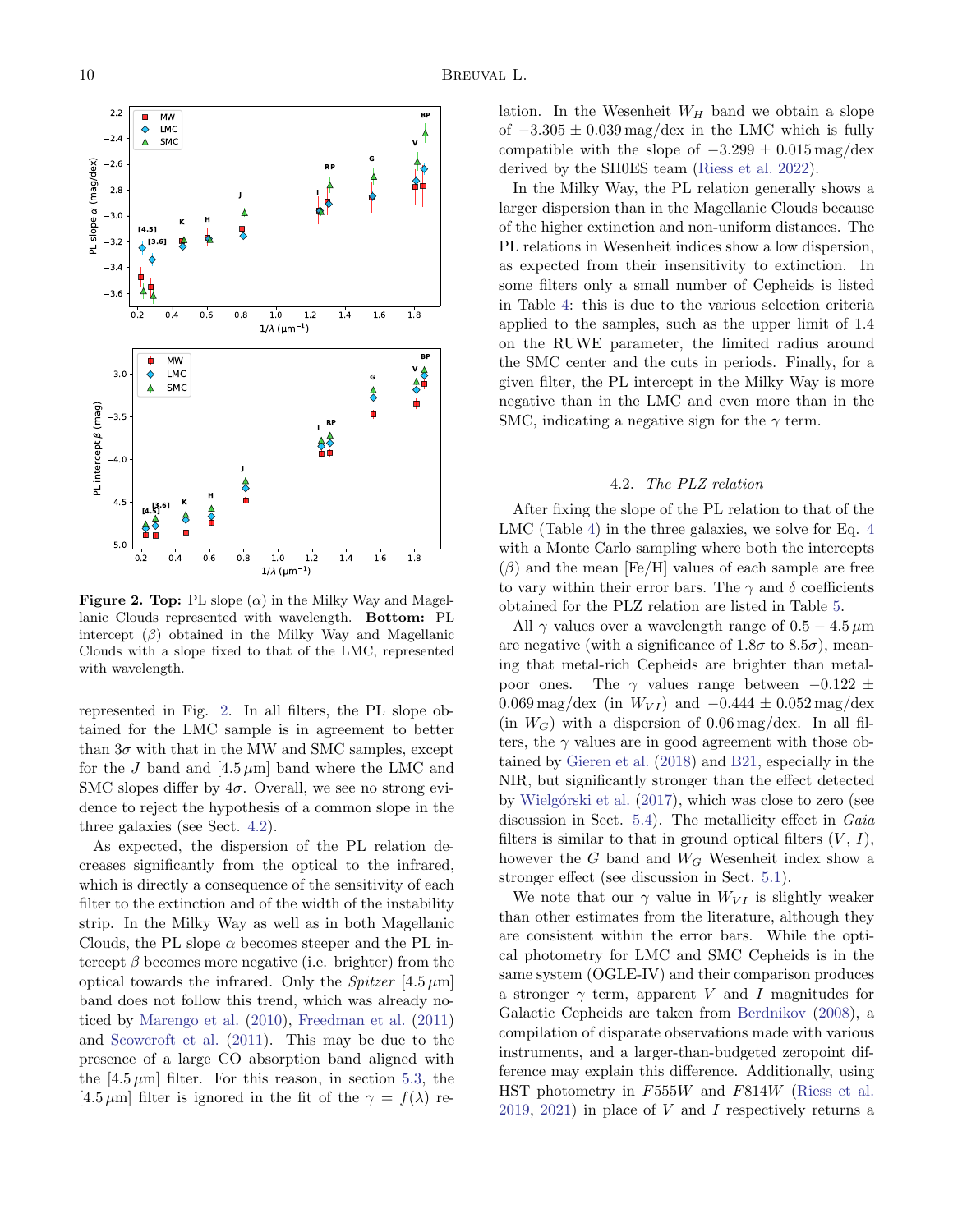**Figure 2. Top:** PL slope ($\alpha$) in the Milky Way and Magellanic Clouds represented with wavelength. **Bottom:** PL intercept ($\beta$) obtained in the Milky Way and Magellanic Clouds with a slope fixed to that of the LMC, represented with wavelength.

represented in Fig. 2. In all filters, the PL slope obtained for the LMC sample is in agreement to better than $3\sigma$ with that in the MW and SMC samples, except for the $J$ band and $[4.5\,\mu\mathrm{m}]$ band where the LMC and SMC slopes differ by $4\sigma$. Overall, we see no strong evidence to reject the hypothesis of a common slope in the three galaxies (see Sect. 4.2).

As expected, the dispersion of the PL relation decreases significantly from the optical to the infrared, which is directly a consequence of the sensitivity of each filter to the extinction and of the width of the instability strip. In the Milky Way as well as in both Magellanic Clouds, the PL slope $\alpha$ becomes steeper and the PL intercept $\beta$ becomes more negative (i.e. brighter) from the optical towards the infrared. Only the *Spitzer* $[4.5\,\mu\mathrm{m}]$ band does not follow this trend, which was already noticed by Marengo et al. (2010), Freedman et al. (2011) and Scowcroft et al. (2011). This may be due to the presence of a large CO absorption band aligned with the $[4.5\,\mu\mathrm{m}]$ filter. For this reason, in section 5.3, the $[4.5\,\mu\mathrm{m}]$ filter is ignored in the fit of the $\gamma = f(\lambda)$ relation. In the Wesenheit $W_H$ band we obtain a slope of $-3.305 \pm 0.039$ mag/dex in the LMC which is fully compatible with the slope of $-3.299 \pm 0.015$ mag/dex derived by the SH0ES team (Riess et al. 2022).

In the Milky Way, the PL relation generally shows a larger dispersion than in the Magellanic Clouds because of the higher extinction and non-uniform distances. The PL relations in Wesenheit indices show a low dispersion, as expected from their insensitivity to extinction. In some filters only a small number of Cepheids is listed in Table 4: this is due to the various selection criteria applied to the samples, such as the upper limit of 1.4 on the RUWE parameter, the limited radius around the SMC center and the cuts in periods. Finally, for a given filter, the PL intercept in the Milky Way is more negative than in the LMC and even more than in the SMC, indicating a negative sign for the $\gamma$ term.

### 4.2. *The PLZ relation*

After fixing the slope of the PL relation to that of the LMC (Table 4) in the three galaxies, we solve for Eq. 4 with a Monte Carlo sampling where both the intercepts ($\beta$) and the mean [Fe/H] values of each sample are free to vary within their error bars. The $\gamma$ and $\delta$ coefficients obtained for the PLZ relation are listed in Table 5.

All $\gamma$ values over a wavelength range of $0.5 - 4.5\,\mu\mathrm{m}$ are negative (with a significance of $1.8\sigma$ to $8.5\sigma$), meaning that metal-rich Cepheids are brighter than metal-poor ones. The $\gamma$ values range between $-0.122 \pm 0.069$ mag/dex (in $W_{VI}$) and $-0.444 \pm 0.052$ mag/dex (in $W_G$) with a dispersion of 0.06 mag/dex. In all filters, the $\gamma$ values are in good agreement with those obtained by Gieren et al. (2018) and B21, especially in the NIR, but significantly stronger than the effect detected by Wielgórski et al. (2017), which was close to zero (see discussion in Sect. 5.4). The metallicity effect in *Gaia* filters is similar to that in ground optical filters ($V$, $I$), however the $G$ band and $W_G$ Wesenheit index show a stronger effect (see discussion in Sect. 5.1).

We note that our $\gamma$ value in $W_{VI}$ is slightly weaker than other estimates from the literature, although they are consistent within the error bars. While the optical photometry for LMC and SMC Cepheids is in the same system (OGLE-IV) and their comparison produces a stronger $\gamma$ term, apparent $V$ and $I$ magnitudes for Galactic Cepheids are taken from Berdnikov (2008), a compilation of disparate observations made with various instruments, and a larger-than-budgeted zeropoint difference may explain this difference. Additionally, using HST photometry in $F555W$ and $F814W$ (Riess et al. 2019, 2021) in place of $V$ and $I$ respectively returns a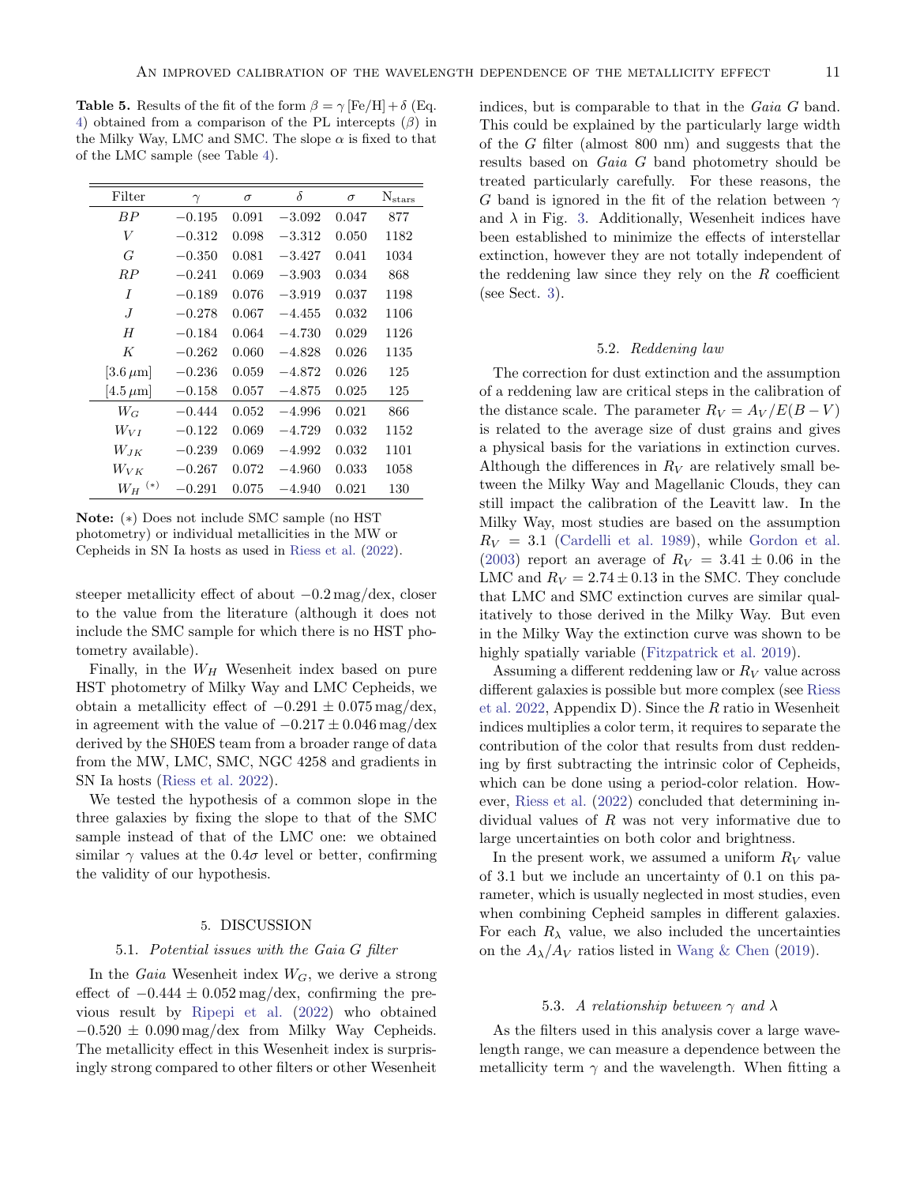**Table 5.** Results of the fit of the form $\beta = \gamma\,[\mathrm{Fe/H}] + \delta$ (Eq. 4) obtained from a comparison of the PL intercepts ($\beta$) in the Milky Way, LMC and SMC. The slope $\alpha$ is fixed to that of the LMC sample (see Table 4).

| Filter | $\gamma$ | $\sigma$ | $\delta$ | $\sigma$ | $N_{\rm stars}$ |
|---|---|---|---|---|---|
| $BP$ | $-0.195$ | 0.091 | $-3.092$ | 0.047 | 877 |
| $V$ | $-0.312$ | 0.098 | $-3.312$ | 0.050 | 1182 |
| $G$ | $-0.350$ | 0.081 | $-3.427$ | 0.041 | 1034 |
| $RP$ | $-0.241$ | 0.069 | $-3.903$ | 0.034 | 868 |
| $I$ | $-0.189$ | 0.076 | $-3.919$ | 0.037 | 1198 |
| $J$ | $-0.278$ | 0.067 | $-4.455$ | 0.032 | 1106 |
| $H$ | $-0.184$ | 0.064 | $-4.730$ | 0.029 | 1126 |
| $K$ | $-0.262$ | 0.060 | $-4.828$ | 0.026 | 1135 |
| $[3.6\,\mu\mathrm{m}]$ | $-0.236$ | 0.059 | $-4.872$ | 0.026 | 125 |
| $[4.5\,\mu\mathrm{m}]$ | $-0.158$ | 0.057 | $-4.875$ | 0.025 | 125 |
| $W_G$ | $-0.444$ | 0.052 | $-4.996$ | 0.021 | 866 |
| $W_{VI}$ | $-0.122$ | 0.069 | $-4.729$ | 0.032 | 1152 |
| $W_{JK}$ | $-0.239$ | 0.069 | $-4.992$ | 0.032 | 1101 |
| $W_{VK}$ | $-0.267$ | 0.072 | $-4.960$ | 0.033 | 1058 |
| $W_H$ $^{(*)}$ | $-0.291$ | 0.075 | $-4.940$ | 0.021 | 130 |

**Note:** (*) Does not include SMC sample (no HST photometry) or individual metallicities in the MW or Cepheids in SN Ia hosts as used in Riess et al. (2022).

steeper metallicity effect of about $-0.2$ mag/dex, closer to the value from the literature (although it does not include the SMC sample for which there is no HST photometry available).

Finally, in the $W_H$ Wesenheit index based on pure HST photometry of Milky Way and LMC Cepheids, we obtain a metallicity effect of $-0.291 \pm 0.075$ mag/dex, in agreement with the value of $-0.217 \pm 0.046$ mag/dex derived by the SH0ES team from a broader range of data from the MW, LMC, SMC, NGC 4258 and gradients in SN Ia hosts (Riess et al. 2022).

We tested the hypothesis of a common slope in the three galaxies by fixing the slope to that of the SMC sample instead of that of the LMC one: we obtained similar $\gamma$ values at the $0.4\sigma$ level or better, confirming the validity of our hypothesis.

## 5. DISCUSSION

### 5.1. *Potential issues with the Gaia G filter*

In the *Gaia* Wesenheit index $W_G$, we derive a strong effect of $-0.444 \pm 0.052$ mag/dex, confirming the previous result by Ripepi et al. (2022) who obtained $-0.520 \pm 0.090$ mag/dex from Milky Way Cepheids. The metallicity effect in this Wesenheit index is surprisingly strong compared to other filters or other Wesenheit indices, but is comparable to that in the *Gaia* $G$ band. This could be explained by the particularly large width of the $G$ filter (almost 800 nm) and suggests that the results based on *Gaia* $G$ band photometry should be treated particularly carefully. For these reasons, the $G$ band is ignored in the fit of the relation between $\gamma$ and $\lambda$ in Fig. 3. Additionally, Wesenheit indices have been established to minimize the effects of interstellar extinction, however they are not totally independent of the reddening law since they rely on the $R$ coefficient (see Sect. 3).

### 5.2. *Reddening law*

The correction for dust extinction and the assumption of a reddening law are critical steps in the calibration of the distance scale. The parameter $R_V = A_V/E(B-V)$ is related to the average size of dust grains and gives a physical basis for the variations in extinction curves. Although the differences in $R_V$ are relatively small between the Milky Way and Magellanic Clouds, they can still impact the calibration of the Leavitt law. In the Milky Way, most studies are based on the assumption $R_V = 3.1$ (Cardelli et al. 1989), while Gordon et al. (2003) report an average of $R_V = 3.41 \pm 0.06$ in the LMC and $R_V = 2.74 \pm 0.13$ in the SMC. They conclude that LMC and SMC extinction curves are similar qualitatively to those derived in the Milky Way. But even in the Milky Way the extinction curve was shown to be highly spatially variable (Fitzpatrick et al. 2019).

Assuming a different reddening law or $R_V$ value across different galaxies is possible but more complex (see Riess et al. 2022, Appendix D). Since the $R$ ratio in Wesenheit indices multiplies a color term, it requires to separate the contribution of the color that results from dust reddening by first subtracting the intrinsic color of Cepheids, which can be done using a period-color relation. However, Riess et al. (2022) concluded that determining individual values of $R$ was not very informative due to large uncertainties on both color and brightness.

In the present work, we assumed a uniform $R_V$ value of 3.1 but we include an uncertainty of 0.1 on this parameter, which is usually neglected in most studies, even when combining Cepheid samples in different galaxies. For each $R_\lambda$ value, we also included the uncertainties on the $A_\lambda/A_V$ ratios listed in Wang & Chen (2019).

### 5.3. *A relationship between $\gamma$ and $\lambda$*

As the filters used in this analysis cover a large wavelength range, we can measure a dependence between the metallicity term $\gamma$ and the wavelength. When fitting a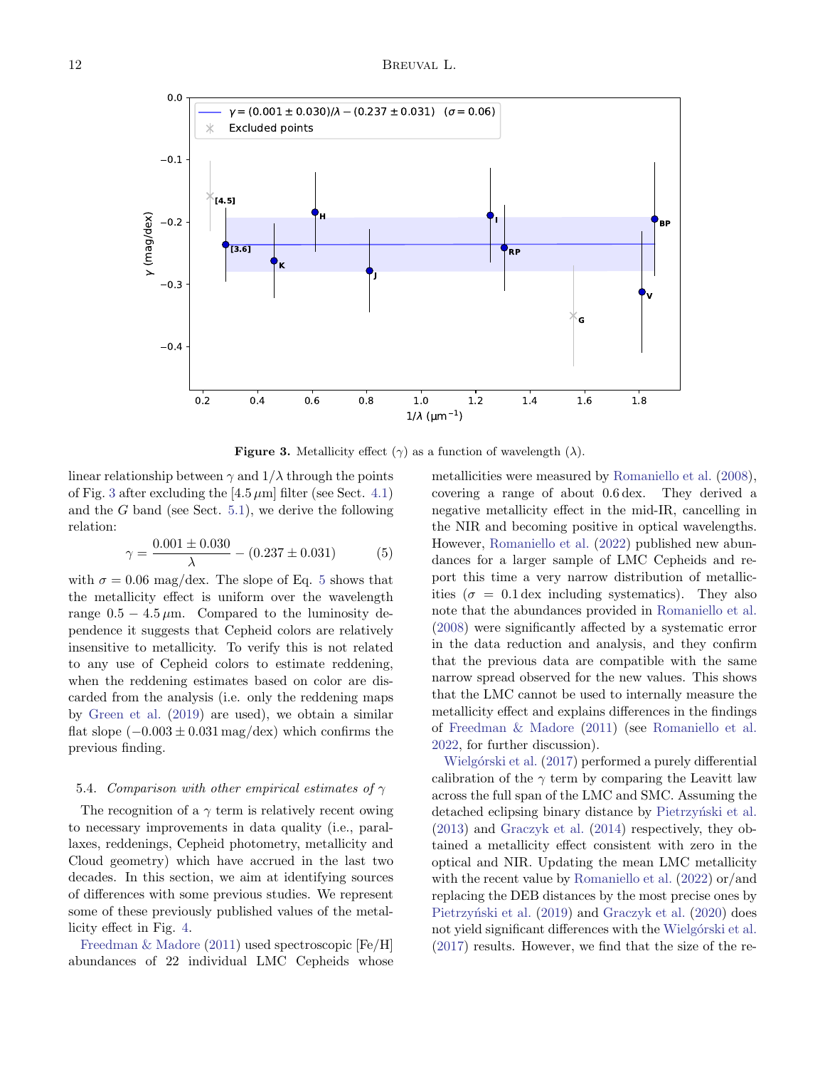**Figure 3.** Metallicity effect ($\gamma$) as a function of wavelength ($\lambda$).

linear relationship between $\gamma$ and $1/\lambda$ through the points of Fig. 3 after excluding the [4.5 $\mu$m] filter (see Sect. 4.1) and the $G$ band (see Sect. 5.1), we derive the following relation:

$$\gamma = \frac{0.001 \pm 0.030}{\lambda} - (0.237 \pm 0.031) \quad (5)$$

with $\sigma = 0.06$ mag/dex. The slope of Eq. 5 shows that the metallicity effect is uniform over the wavelength range $0.5 - 4.5\,\mu$m. Compared to the luminosity dependence it suggests that Cepheid colors are relatively insensitive to metallicity. To verify this is not related to any use of Cepheid colors to estimate reddening, when the reddening estimates based on color are discarded from the analysis (i.e. only the reddening maps by Green et al. (2019) are used), we obtain a similar flat slope ($-0.003 \pm 0.031$ mag/dex) which confirms the previous finding.

### 5.4. *Comparison with other empirical estimates of $\gamma$*

The recognition of a $\gamma$ term is relatively recent owing to necessary improvements in data quality (i.e., parallaxes, reddenings, Cepheid photometry, metallicity and Cloud geometry) which have accrued in the last two decades. In this section, we aim at identifying sources of differences with some previous studies. We represent some of these previously published values of the metallicity effect in Fig. 4.

Freedman & Madore (2011) used spectroscopic [Fe/H] abundances of 22 individual LMC Cepheids whose metallicities were measured by Romaniello et al. (2008), covering a range of about 0.6 dex. They derived a negative metallicity effect in the mid-IR, cancelling in the NIR and becoming positive in optical wavelengths. However, Romaniello et al. (2022) published new abundances for a larger sample of LMC Cepheids and report this time a very narrow distribution of metallicities ($\sigma = 0.1$ dex including systematics). They also note that the abundances provided in Romaniello et al. (2008) were significantly affected by a systematic error in the data reduction and analysis, and they confirm that the previous data are compatible with the same narrow spread observed for the new values. This shows that the LMC cannot be used to internally measure the metallicity effect and explains differences in the findings of Freedman & Madore (2011) (see Romaniello et al. 2022, for further discussion).

Wielgórski et al. (2017) performed a purely differential calibration of the $\gamma$ term by comparing the Leavitt law across the full span of the LMC and SMC. Assuming the detached eclipsing binary distance by Pietrzyński et al. (2013) and Graczyk et al. (2014) respectively, they obtained a metallicity effect consistent with zero in the optical and NIR. Updating the mean LMC metallicity with the recent value by Romaniello et al. (2022) or/and replacing the DEB distances by the most precise ones by Pietrzyński et al. (2019) and Graczyk et al. (2020) does not yield significant differences with the Wielgórski et al. (2017) results. However, we find that the size of the re-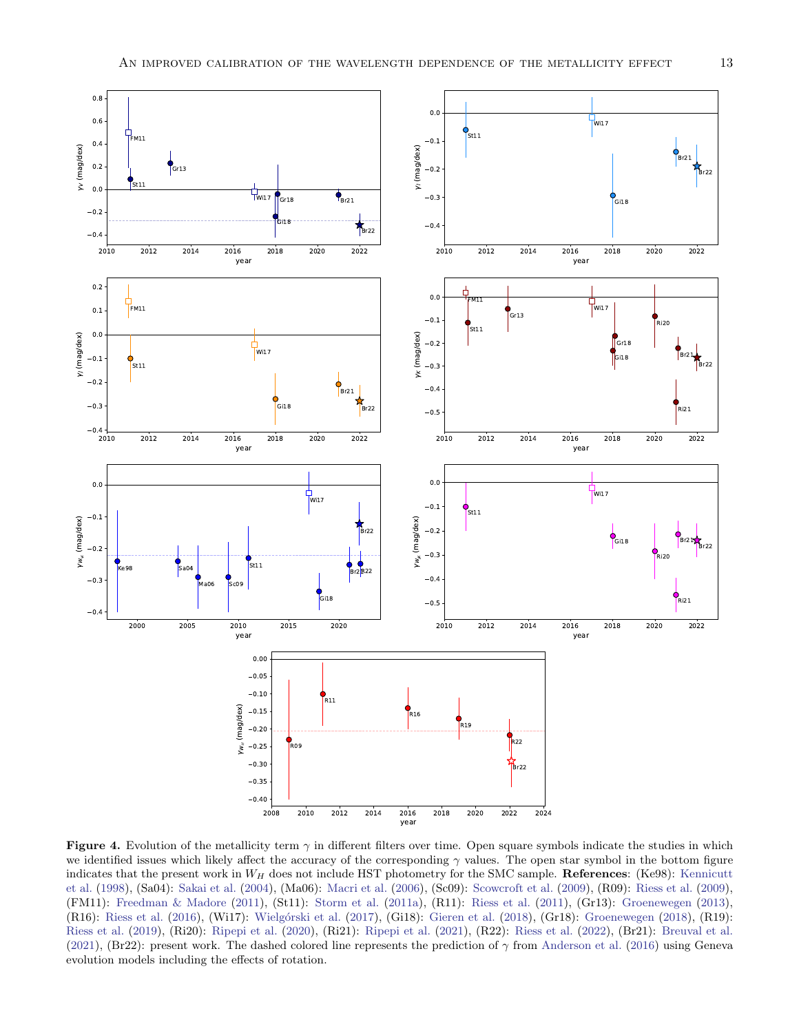**Figure 4.** Evolution of the metallicity term $\gamma$ in different filters over time. Open square symbols indicate the studies in which we identified issues which likely affect the accuracy of the corresponding $\gamma$ values. The open star symbol in the bottom figure indicates that the present work in $W_H$ does not include HST photometry for the SMC sample. **References**: (Ke98): Kennicutt et al. (1998), (Sa04): Sakai et al. (2004), (Ma06): Macri et al. (2006), (Sc09): Scowcroft et al. (2009), (R09): Riess et al. (2009), (FM11): Freedman & Madore (2011), (St11): Storm et al. (2011a), (R11): Riess et al. (2011), (Gr13): Groenewegen (2013), (R16): Riess et al. (2016), (Wi17): Wielgórski et al. (2017), (Gi18): Gieren et al. (2018), (Gr18): Groenewegen (2018), (R19): Riess et al. (2019), (Ri20): Ripepi et al. (2020), (Ri21): Ripepi et al. (2021), (R22): Riess et al. (2022), (Br21): Breuval et al. (2021), (Br22): present work. The dashed colored line represents the prediction of $\gamma$ from Anderson et al. (2016) using Geneva evolution models including the effects of rotation.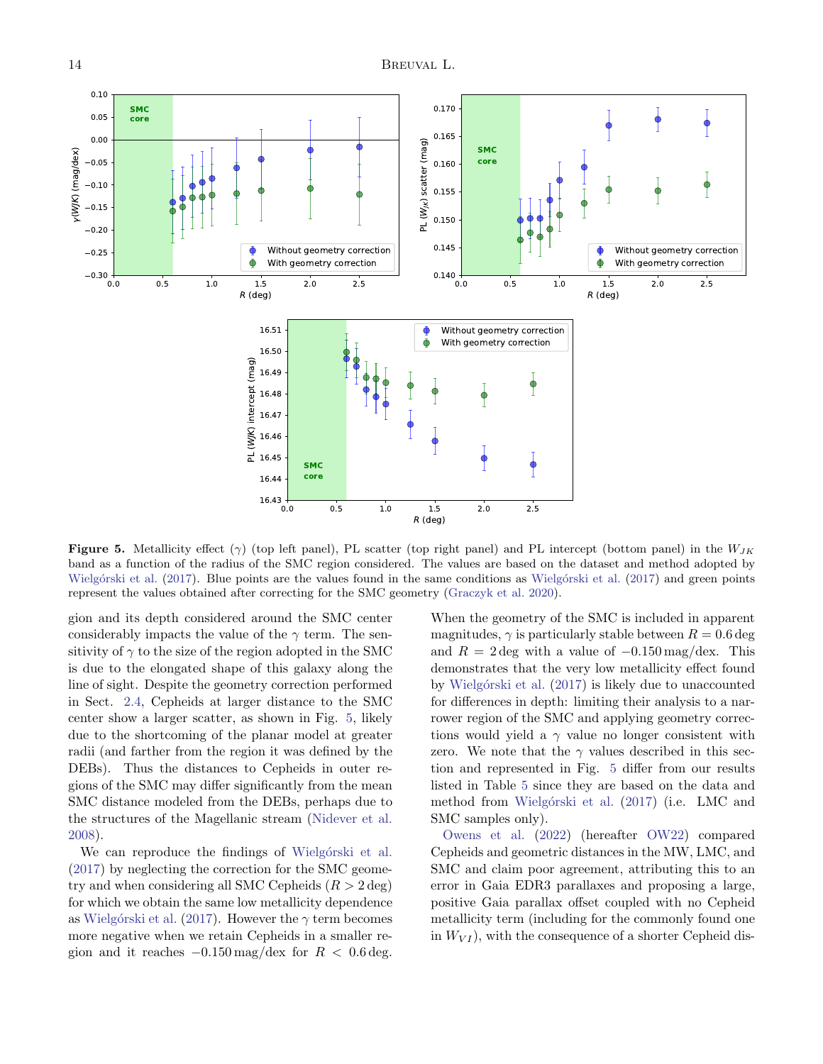**Figure 5.** Metallicity effect ($\gamma$) (top left panel), PL scatter (top right panel) and PL intercept (bottom panel) in the $W_{JK}$ band as a function of the radius of the SMC region considered. The values are based on the dataset and method adopted by Wielgórski et al. (2017). Blue points are the values found in the same conditions as Wielgórski et al. (2017) and green points represent the values obtained after correcting for the SMC geometry (Graczyk et al. 2020).

gion and its depth considered around the SMC center considerably impacts the value of the $\gamma$ term. The sensitivity of $\gamma$ to the size of the region adopted in the SMC is due to the elongated shape of this galaxy along the line of sight. Despite the geometry correction performed in Sect. 2.4, Cepheids at larger distance to the SMC center show a larger scatter, as shown in Fig. 5, likely due to the shortcoming of the planar model at greater radii (and farther from the region it was defined by the DEBs). Thus the distances to Cepheids in outer regions of the SMC may differ significantly from the mean SMC distance modeled from the DEBs, perhaps due to the structures of the Magellanic stream (Nidever et al. 2008).

We can reproduce the findings of Wielgórski et al. (2017) by neglecting the correction for the SMC geometry and when considering all SMC Cepheids ($R > 2$ deg) for which we obtain the same low metallicity dependence as Wielgórski et al. (2017). However the $\gamma$ term becomes more negative when we retain Cepheids in a smaller region and it reaches $-0.150$ mag/dex for $R < 0.6$ deg. When the geometry of the SMC is included in apparent magnitudes, $\gamma$ is particularly stable between $R = 0.6$ deg and $R = 2$ deg with a value of $-0.150$ mag/dex. This demonstrates that the very low metallicity effect found by Wielgórski et al. (2017) is likely due to unaccounted for differences in depth: limiting their analysis to a narrower region of the SMC and applying geometry corrections would yield a $\gamma$ value no longer consistent with zero. We note that the $\gamma$ values described in this section and represented in Fig. 5 differ from our results listed in Table 5 since they are based on the data and method from Wielgórski et al. (2017) (i.e. LMC and SMC samples only).

Owens et al. (2022) (hereafter OW22) compared Cepheids and geometric distances in the MW, LMC, and SMC and claim poor agreement, attributing this to an error in Gaia EDR3 parallaxes and proposing a large, positive Gaia parallax offset coupled with no Cepheid metallicity term (including for the commonly found one in $W_{VI}$), with the consequence of a shorter Cepheid dis-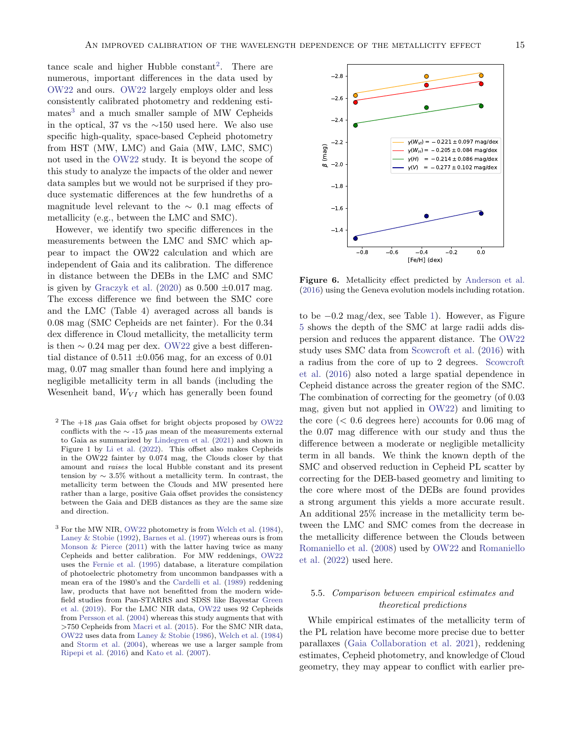tance scale and higher Hubble constant[2]. There are numerous, important differences in the data used by OW22 and ours. OW22 largely employs older and less consistently calibrated photometry and reddening estimates[3] and a much smaller sample of MW Cepheids in the optical, 37 vs the ∼150 used here. We also use specific high-quality, space-based Cepheid photometry from HST (MW, LMC) and Gaia (MW, LMC, SMC) not used in the OW22 study. It is beyond the scope of this study to analyze the impacts of the older and newer data samples but we would not be surprised if they produce systematic differences at the few hundredths of a magnitude level relevant to the ∼ 0.1 mag effects of metallicity (e.g., between the LMC and SMC).

However, we identify two specific differences in the measurements between the LMC and SMC which appear to impact the OW22 calculation and which are independent of Gaia and its calibration. The difference in distance between the DEBs in the LMC and SMC is given by Graczyk et al. (2020) as 0.500 ±0.017 mag. The excess difference we find between the SMC core and the LMC (Table 4) averaged across all bands is 0.08 mag (SMC Cepheids are net fainter). For the 0.34 dex difference in Cloud metallicity, the metallicity term is then ∼ 0.24 mag per dex. OW22 give a best differential distance of 0.511 ±0.056 mag, for an excess of 0.01 mag, 0.07 mag smaller than found here and implying a negligible metallicity term in all bands (including the Wesenheit band, $W_{VI}$ which has generally been found to be −0.2 mag/dex, see Table 1). However, as Figure 5 shows the depth of the SMC at large radii adds dispersion and reduces the apparent distance. The OW22 study uses SMC data from Scowcroft et al. (2016) with a radius from the core of up to 2 degrees. Scowcroft et al. (2016) also noted a large spatial dependence in Cepheid distance across the greater region of the SMC. The combination of correcting for the geometry (of 0.03 mag, given but not applied in OW22) and limiting to the core (< 0.6 degrees here) accounts for 0.06 mag of the 0.07 mag difference with our study and thus the difference between a moderate or negligible metallicity term in all bands. We think the known depth of the SMC and observed reduction in Cepheid PL scatter by correcting for the DEB-based geometry and limiting to the core where most of the DEBs are found provides a strong argument this yields a more accurate result. An additional 25% increase in the metallicity term between the LMC and SMC comes from the decrease in the metallicity difference between the Clouds between Romaniello et al. (2008) used by OW22 and Romaniello et al. (2022) used here.

Figure 6. Metallicity effect predicted by Anderson et al. (2016) using the Geneva evolution models including rotation.

## 5.5. *Comparison between empirical estimates and theoretical predictions*

While empirical estimates of the metallicity term of the PL relation have become more precise due to better parallaxes (Gaia Collaboration et al. 2021), reddening estimates, Cepheid photometry, and knowledge of Cloud geometry, they may appear to conflict with earlier pre-

[2] The +18 $\mu$as Gaia offset for bright objects proposed by OW22 conflicts with the ∼ -15 $\mu$as mean of the measurements external to Gaia as summarized by Lindegren et al. (2021) and shown in Figure 1 by Li et al. (2022). This offset also makes Cepheids in the OW22 fainter by 0.074 mag, the Clouds closer by that amount and *raises* the local Hubble constant and its present tension by ∼ 3.5% without a metallicity term. In contrast, the metallicity term between the Clouds and MW presented here rather than a large, positive Gaia offset provides the consistency between the Gaia and DEB distances as they are the same size and direction.

[3] For the MW NIR, OW22 photometry is from Welch et al. (1984), Laney & Stobie (1992), Barnes et al. (1997) whereas ours is from Monson & Pierce (2011) with the latter having twice as many Cepheids and better calibration. For MW reddenings, OW22 uses the Fernie et al. (1995) database, a literature compilation of photoelectric photometry from uncommon bandpasses with a mean era of the 1980's and the Cardelli et al. (1989) reddening law, products that have not benefitted from the modern wide-field studies from Pan-STARRS and SDSS like Bayestar Green et al. (2019). For the LMC NIR data, OW22 uses 92 Cepheids from Persson et al. (2004) whereas this study augments that with >750 Cepheids from Macri et al. (2015). For the SMC NIR data, OW22 uses data from Laney & Stobie (1986), Welch et al. (1984) and Storm et al. (2004), whereas we use a larger sample from Ripepi et al. (2016) and Kato et al. (2007).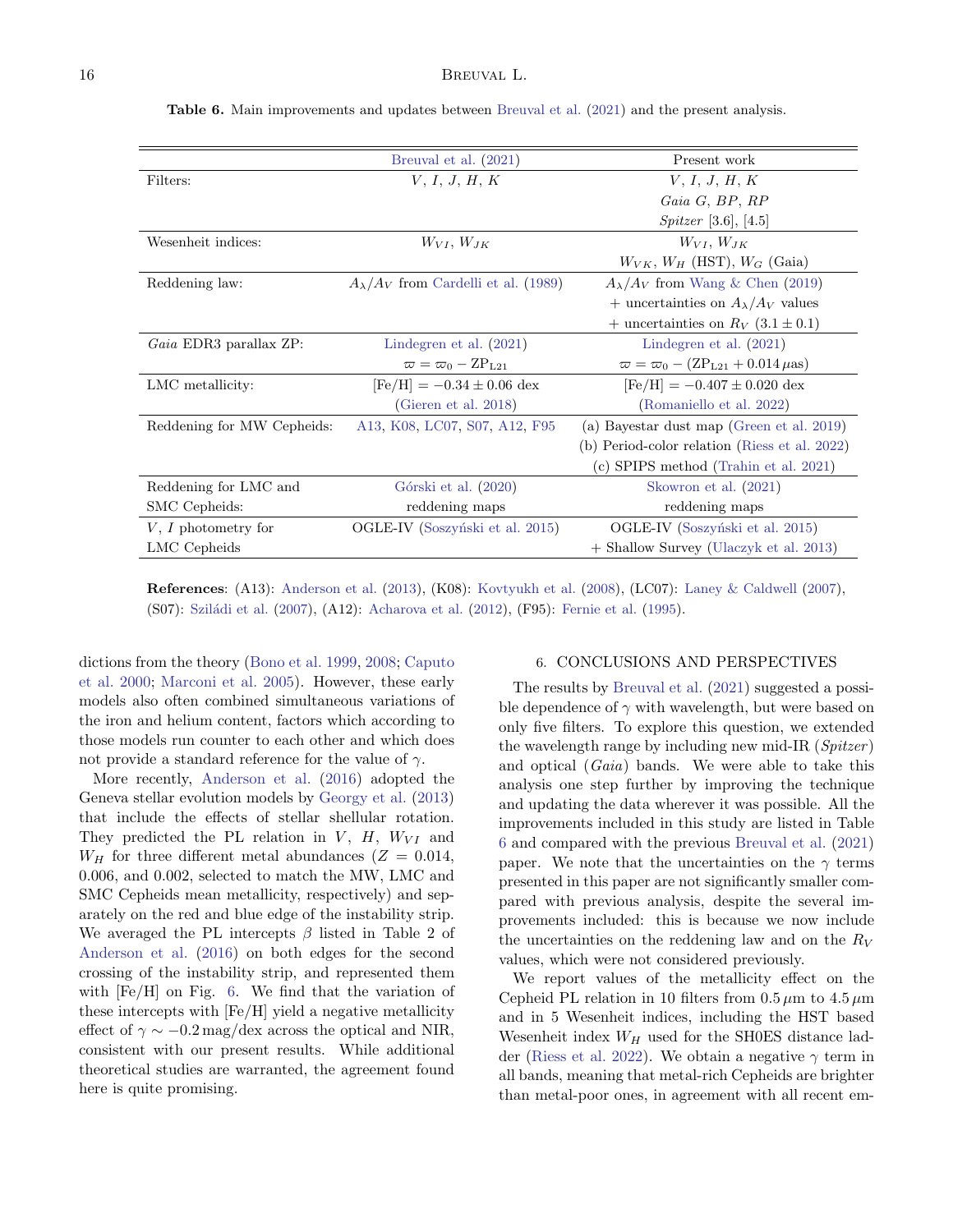**Table 6.** Main improvements and updates between Breuval et al. (2021) and the present analysis.

| | Breuval et al. (2021) | Present work |
|---|---|---|
| Filters: | $V$, $I$, $J$, $H$, $K$ | $V$, $I$, $J$, $H$, $K$ |
| | | *Gaia* $G$, $BP$, $RP$ |
| | | *Spitzer* [3.6], [4.5] |
| Wesenheit indices: | $W_{VI}$, $W_{JK}$ | $W_{VI}$, $W_{JK}$ |
| | | $W_{VK}$, $W_H$ (HST), $W_G$ (Gaia) |
| Reddening law: | $A_\lambda/A_V$ from Cardelli et al. (1989) | $A_\lambda/A_V$ from Wang & Chen (2019) |
| | | + uncertainties on $A_\lambda/A_V$ values |
| | | + uncertainties on $R_V$ ($3.1 \pm 0.1$) |
| *Gaia* EDR3 parallax ZP: | Lindegren et al. (2021) | Lindegren et al. (2021) |
| | $\varpi = \varpi_0 - \mathrm{ZP_{L21}}$ | $\varpi = \varpi_0 - (\mathrm{ZP_{L21}} + 0.014\,\mu\mathrm{as})$ |
| LMC metallicity: | $[\mathrm{Fe/H}] = -0.34 \pm 0.06$ dex | $[\mathrm{Fe/H}] = -0.407 \pm 0.020$ dex |
| | (Gieren et al. 2018) | (Romaniello et al. 2022) |
| Reddening for MW Cepheids: | A13, K08, LC07, S07, A12, F95 | (a) Bayestar dust map (Green et al. 2019) |
| | | (b) Period-color relation (Riess et al. 2022) |
| | | (c) SPIPS method (Trahin et al. 2021) |
| Reddening for LMC and | Górski et al. (2020) | Skowron et al. (2021) |
| SMC Cepheids: | reddening maps | reddening maps |
| $V$, $I$ photometry for | OGLE-IV (Soszyński et al. 2015) | OGLE-IV (Soszyński et al. 2015) |
| LMC Cepheids | | + Shallow Survey (Ulaczyk et al. 2013) |

**References**: (A13): Anderson et al. (2013), (K08): Kovtyukh et al. (2008), (LC07): Laney & Caldwell (2007), (S07): Sziládi et al. (2007), (A12): Acharova et al. (2012), (F95): Fernie et al. (1995).

dictions from the theory (Bono et al. 1999, 2008; Caputo et al. 2000; Marconi et al. 2005). However, these early models also often combined simultaneous variations of the iron and helium content, factors which according to those models run counter to each other and which does not provide a standard reference for the value of $\gamma$.

More recently, Anderson et al. (2016) adopted the Geneva stellar evolution models by Georgy et al. (2013) that include the effects of stellar shellular rotation. They predicted the PL relation in $V$, $H$, $W_{VI}$ and $W_H$ for three different metal abundances ($Z$ = 0.014, 0.006, and 0.002, selected to match the MW, LMC and SMC Cepheids mean metallicity, respectively) and separately on the red and blue edge of the instability strip. We averaged the PL intercepts $\beta$ listed in Table 2 of Anderson et al. (2016) on both edges for the second crossing of the instability strip, and represented them with [Fe/H] on Fig. 6. We find that the variation of these intercepts with [Fe/H] yield a negative metallicity effect of $\gamma \sim -0.2$ mag/dex across the optical and NIR, consistent with our present results. While additional theoretical studies are warranted, the agreement found here is quite promising.

## 6. CONCLUSIONS AND PERSPECTIVES

The results by Breuval et al. (2021) suggested a possible dependence of $\gamma$ with wavelength, but were based on only five filters. To explore this question, we extended the wavelength range by including new mid-IR (*Spitzer*) and optical (*Gaia*) bands. We were able to take this analysis one step further by improving the technique and updating the data wherever it was possible. All the improvements included in this study are listed in Table 6 and compared with the previous Breuval et al. (2021) paper. We note that the uncertainties on the $\gamma$ terms presented in this paper are not significantly smaller compared with previous analysis, despite the several improvements included: this is because we now include the uncertainties on the reddening law and on the $R_V$ values, which were not considered previously.

We report values of the metallicity effect on the Cepheid PL relation in 10 filters from $0.5\,\mu$m to $4.5\,\mu$m and in 5 Wesenheit indices, including the HST based Wesenheit index $W_H$ used for the SH0ES distance ladder (Riess et al. 2022). We obtain a negative $\gamma$ term in all bands, meaning that metal-rich Cepheids are brighter than metal-poor ones, in agreement with all recent em-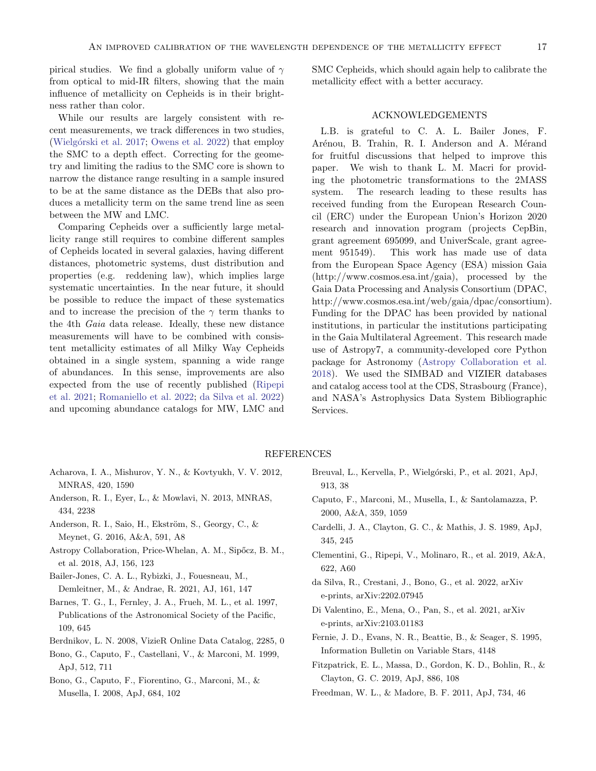pirical studies. We find a globally uniform value of $\gamma$ from optical to mid-IR filters, showing that the main influence of metallicity on Cepheids is in their brightness rather than color.

While our results are largely consistent with recent measurements, we track differences in two studies, (Wielgórski et al. 2017; Owens et al. 2022) that employ the SMC to a depth effect. Correcting for the geometry and limiting the radius to the SMC core is shown to narrow the distance range resulting in a sample insured to be at the same distance as the DEBs that also produces a metallicity term on the same trend line as seen between the MW and LMC.

Comparing Cepheids over a sufficiently large metallicity range still requires to combine different samples of Cepheids located in several galaxies, having different distances, photometric systems, dust distribution and properties (e.g. reddening law), which implies large systematic uncertainties. In the near future, it should be possible to reduce the impact of these systematics and to increase the precision of the $\gamma$ term thanks to the 4th *Gaia* data release. Ideally, these new distance measurements will have to be combined with consistent metallicity estimates of all Milky Way Cepheids obtained in a single system, spanning a wide range of abundances. In this sense, improvements are also expected from the use of recently published (Ripepi et al. 2021; Romaniello et al. 2022; da Silva et al. 2022) and upcoming abundance catalogs for MW, LMC and SMC Cepheids, which should again help to calibrate the metallicity effect with a better accuracy.

## ACKNOWLEDGEMENTS

L.B. is grateful to C. A. L. Bailer Jones, F. Arénou, B. Trahin, R. I. Anderson and A. Mérand for fruitful discussions that helped to improve this paper. We wish to thank L. M. Macri for providing the photometric transformations to the 2MASS system. The research leading to these results has received funding from the European Research Council (ERC) under the European Union's Horizon 2020 research and innovation program (projects CepBin, grant agreement 695099, and UniverScale, grant agreement 951549). This work has made use of data from the European Space Agency (ESA) mission Gaia (http://www.cosmos.esa.int/gaia), processed by the Gaia Data Processing and Analysis Consortium (DPAC, http://www.cosmos.esa.int/web/gaia/dpac/consortium). Funding for the DPAC has been provided by national institutions, in particular the institutions participating in the Gaia Multilateral Agreement. This research made use of Astropy7, a community-developed core Python package for Astronomy (Astropy Collaboration et al. 2018). We used the SIMBAD and VIZIER databases and catalog access tool at the CDS, Strasbourg (France), and NASA's Astrophysics Data System Bibliographic Services.

## REFERENCES

Acharova, I. A., Mishurov, Y. N., & Kovtyukh, V. V. 2012, MNRAS, 420, 1590

Anderson, R. I., Eyer, L., & Mowlavi, N. 2013, MNRAS, 434, 2238

Anderson, R. I., Saio, H., Ekström, S., Georgy, C., & Meynet, G. 2016, A&A, 591, A8

Astropy Collaboration, Price-Whelan, A. M., Sipőcz, B. M., et al. 2018, AJ, 156, 123

Bailer-Jones, C. A. L., Rybizki, J., Fouesneau, M., Demleitner, M., & Andrae, R. 2021, AJ, 161, 147

Barnes, T. G., I., Fernley, J. A., Frueh, M. L., et al. 1997, Publications of the Astronomical Society of the Pacific, 109, 645

Berdnikov, L. N. 2008, VizieR Online Data Catalog, 2285, 0

Bono, G., Caputo, F., Castellani, V., & Marconi, M. 1999, ApJ, 512, 711

Bono, G., Caputo, F., Fiorentino, G., Marconi, M., & Musella, I. 2008, ApJ, 684, 102

Breuval, L., Kervella, P., Wielgórski, P., et al. 2021, ApJ, 913, 38

Caputo, F., Marconi, M., Musella, I., & Santolamazza, P. 2000, A&A, 359, 1059

Cardelli, J. A., Clayton, G. C., & Mathis, J. S. 1989, ApJ, 345, 245

Clementini, G., Ripepi, V., Molinaro, R., et al. 2019, A&A, 622, A60

da Silva, R., Crestani, J., Bono, G., et al. 2022, arXiv e-prints, arXiv:2202.07945

Di Valentino, E., Mena, O., Pan, S., et al. 2021, arXiv e-prints, arXiv:2103.01183

Fernie, J. D., Evans, N. R., Beattie, B., & Seager, S. 1995, Information Bulletin on Variable Stars, 4148

Fitzpatrick, E. L., Massa, D., Gordon, K. D., Bohlin, R., & Clayton, G. C. 2019, ApJ, 886, 108

Freedman, W. L., & Madore, B. F. 2011, ApJ, 734, 46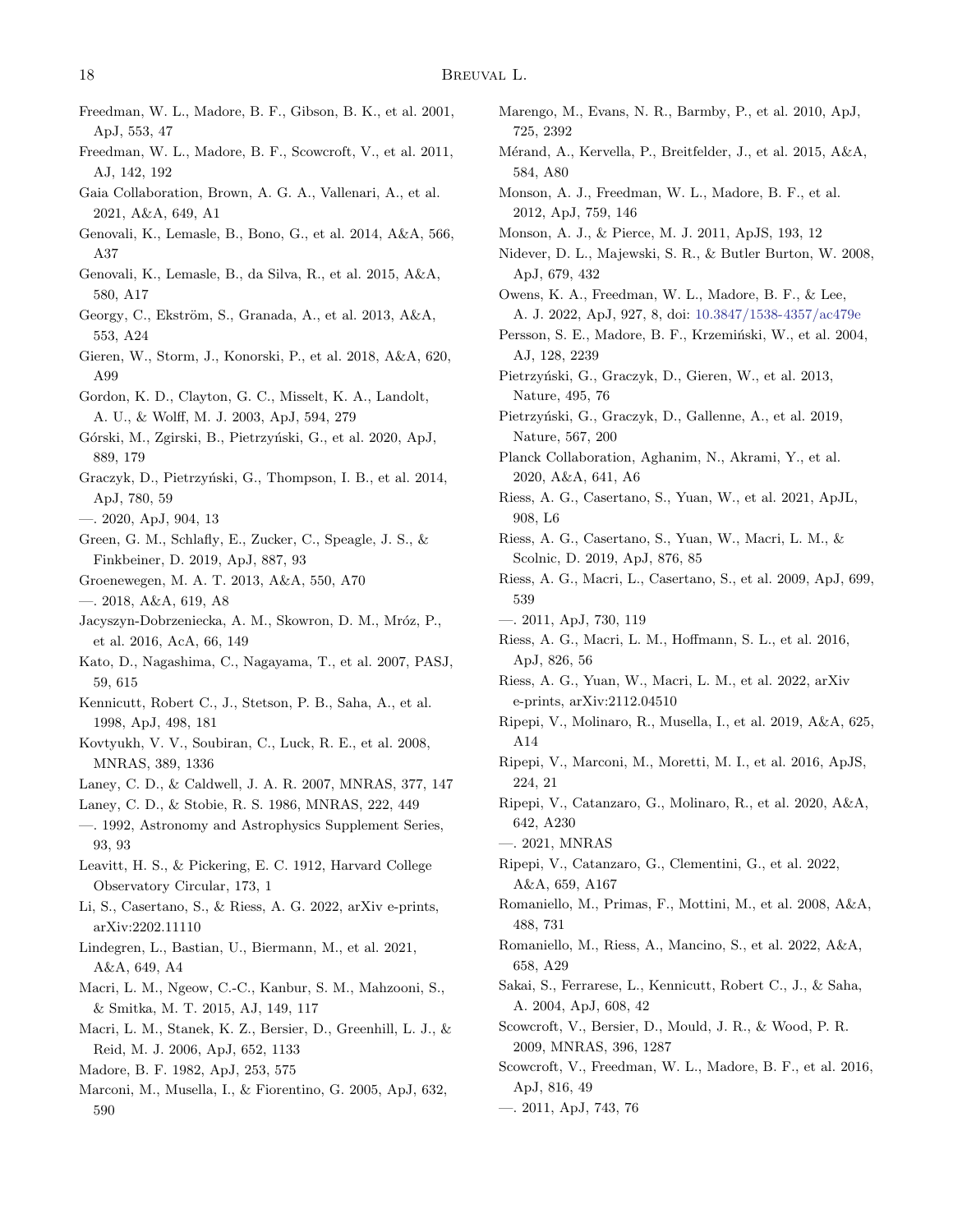Freedman, W. L., Madore, B. F., Gibson, B. K., et al. 2001, ApJ, 553, 47

Freedman, W. L., Madore, B. F., Scowcroft, V., et al. 2011, AJ, 142, 192

Gaia Collaboration, Brown, A. G. A., Vallenari, A., et al. 2021, A&A, 649, A1

Genovali, K., Lemasle, B., Bono, G., et al. 2014, A&A, 566, A37

Genovali, K., Lemasle, B., da Silva, R., et al. 2015, A&A, 580, A17

Georgy, C., Ekström, S., Granada, A., et al. 2013, A&A, 553, A24

Gieren, W., Storm, J., Konorski, P., et al. 2018, A&A, 620, A99

Gordon, K. D., Clayton, G. C., Misselt, K. A., Landolt, A. U., & Wolff, M. J. 2003, ApJ, 594, 279

Górski, M., Zgirski, B., Pietrzyński, G., et al. 2020, ApJ, 889, 179

Graczyk, D., Pietrzyński, G., Thompson, I. B., et al. 2014, ApJ, 780, 59

—. 2020, ApJ, 904, 13

Green, G. M., Schlafly, E., Zucker, C., Speagle, J. S., & Finkbeiner, D. 2019, ApJ, 887, 93

Groenewegen, M. A. T. 2013, A&A, 550, A70

—. 2018, A&A, 619, A8

Jacyszyn-Dobrzeniecka, A. M., Skowron, D. M., Mróz, P., et al. 2016, AcA, 66, 149

Kato, D., Nagashima, C., Nagayama, T., et al. 2007, PASJ, 59, 615

Kennicutt, Robert C., J., Stetson, P. B., Saha, A., et al. 1998, ApJ, 498, 181

Kovtyukh, V. V., Soubiran, C., Luck, R. E., et al. 2008, MNRAS, 389, 1336

Laney, C. D., & Caldwell, J. A. R. 2007, MNRAS, 377, 147

Laney, C. D., & Stobie, R. S. 1986, MNRAS, 222, 449

—. 1992, Astronomy and Astrophysics Supplement Series, 93, 93

Leavitt, H. S., & Pickering, E. C. 1912, Harvard College Observatory Circular, 173, 1

Li, S., Casertano, S., & Riess, A. G. 2022, arXiv e-prints, arXiv:2202.11110

Lindegren, L., Bastian, U., Biermann, M., et al. 2021, A&A, 649, A4

Macri, L. M., Ngeow, C.-C., Kanbur, S. M., Mahzooni, S., & Smitka, M. T. 2015, AJ, 149, 117

Macri, L. M., Stanek, K. Z., Bersier, D., Greenhill, L. J., & Reid, M. J. 2006, ApJ, 652, 1133

Madore, B. F. 1982, ApJ, 253, 575

Marconi, M., Musella, I., & Fiorentino, G. 2005, ApJ, 632, 590

Marengo, M., Evans, N. R., Barmby, P., et al. 2010, ApJ, 725, 2392

Mérand, A., Kervella, P., Breitfelder, J., et al. 2015, A&A, 584, A80

Monson, A. J., Freedman, W. L., Madore, B. F., et al. 2012, ApJ, 759, 146

Monson, A. J., & Pierce, M. J. 2011, ApJS, 193, 12

Nidever, D. L., Majewski, S. R., & Butler Burton, W. 2008, ApJ, 679, 432

Owens, K. A., Freedman, W. L., Madore, B. F., & Lee, A. J. 2022, ApJ, 927, 8, doi: 10.3847/1538-4357/ac479e

Persson, S. E., Madore, B. F., Krzemiński, W., et al. 2004, AJ, 128, 2239

Pietrzyński, G., Graczyk, D., Gieren, W., et al. 2013, Nature, 495, 76

Pietrzyński, G., Graczyk, D., Gallenne, A., et al. 2019, Nature, 567, 200

Planck Collaboration, Aghanim, N., Akrami, Y., et al. 2020, A&A, 641, A6

Riess, A. G., Casertano, S., Yuan, W., et al. 2021, ApJL, 908, L6

Riess, A. G., Casertano, S., Yuan, W., Macri, L. M., & Scolnic, D. 2019, ApJ, 876, 85

Riess, A. G., Macri, L., Casertano, S., et al. 2009, ApJ, 699, 539

—. 2011, ApJ, 730, 119

Riess, A. G., Macri, L. M., Hoffmann, S. L., et al. 2016, ApJ, 826, 56

Riess, A. G., Yuan, W., Macri, L. M., et al. 2022, arXiv e-prints, arXiv:2112.04510

Ripepi, V., Molinaro, R., Musella, I., et al. 2019, A&A, 625, A14

Ripepi, V., Marconi, M., Moretti, M. I., et al. 2016, ApJS, 224, 21

Ripepi, V., Catanzaro, G., Molinaro, R., et al. 2020, A&A, 642, A230

—. 2021, MNRAS

Ripepi, V., Catanzaro, G., Clementini, G., et al. 2022, A&A, 659, A167

Romaniello, M., Primas, F., Mottini, M., et al. 2008, A&A, 488, 731

Romaniello, M., Riess, A., Mancino, S., et al. 2022, A&A, 658, A29

Sakai, S., Ferrarese, L., Kennicutt, Robert C., J., & Saha, A. 2004, ApJ, 608, 42

Scowcroft, V., Bersier, D., Mould, J. R., & Wood, P. R. 2009, MNRAS, 396, 1287

Scowcroft, V., Freedman, W. L., Madore, B. F., et al. 2016, ApJ, 816, 49

—. 2011, ApJ, 743, 76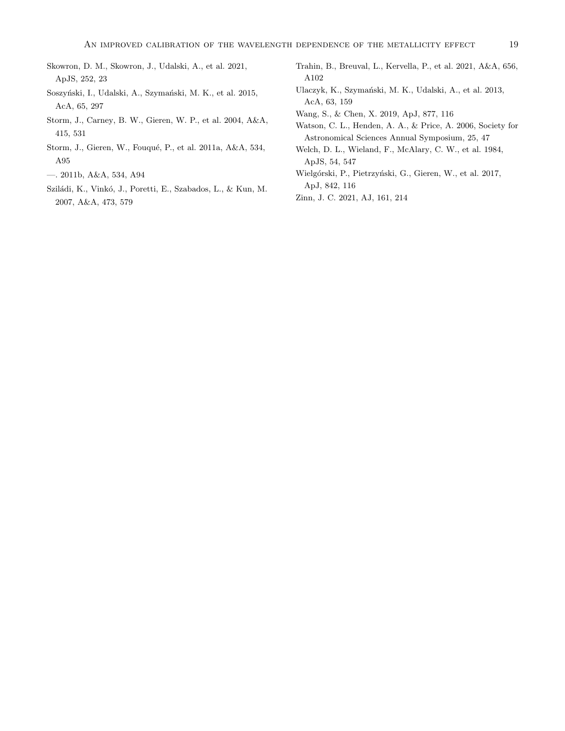Skowron, D. M., Skowron, J., Udalski, A., et al. 2021, ApJS, 252, 23

Soszyński, I., Udalski, A., Szymański, M. K., et al. 2015, AcA, 65, 297

Storm, J., Carney, B. W., Gieren, W. P., et al. 2004, A&A, 415, 531

Storm, J., Gieren, W., Fouqué, P., et al. 2011a, A&A, 534, A95

—. 2011b, A&A, 534, A94

Sziládi, K., Vinkó, J., Poretti, E., Szabados, L., & Kun, M. 2007, A&A, 473, 579

Trahin, B., Breuval, L., Kervella, P., et al. 2021, A&A, 656, A102

Ulaczyk, K., Szymański, M. K., Udalski, A., et al. 2013, AcA, 63, 159

Wang, S., & Chen, X. 2019, ApJ, 877, 116

Watson, C. L., Henden, A. A., & Price, A. 2006, Society for Astronomical Sciences Annual Symposium, 25, 47

Welch, D. L., Wieland, F., McAlary, C. W., et al. 1984, ApJS, 54, 547

Wielgórski, P., Pietrzyński, G., Gieren, W., et al. 2017, ApJ, 842, 116

Zinn, J. C. 2021, AJ, 161, 214